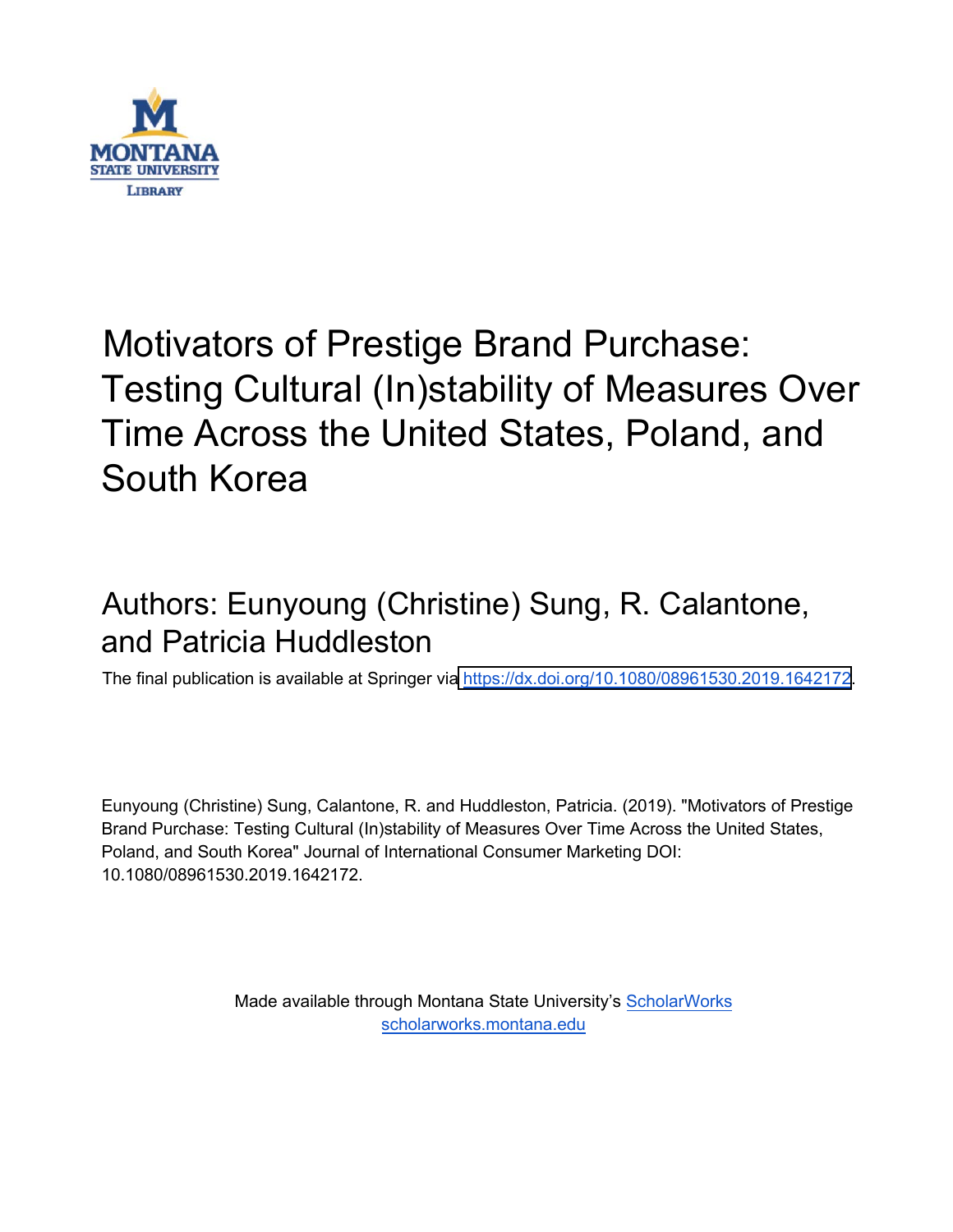# Motivators of Prestige Brand Purchase: Testing Cultural (In)stability of Measures Over Time Across the United States, Poland, and South Korea

## Authors: Eunyoung (Christine) Sung, R. Calantone, and Patricia Huddleston

The final publication is available at Springer via https://dx.doi.org/10.1080/08961530.2019.1642172.

Eunyoung (Christine) Sung, Calantone, R. and Huddleston, Patricia. (2019). "Motivators of Prestige Brand Purchase: Testing Cultural (In)stability of Measures Over Time Across the United States, Poland, and South Korea" Journal of International Consumer Marketing DOI: 10.1080/08961530.2019.1642172.

Made available through Montana State University's ScholarWorks
scholarworks.montana.edu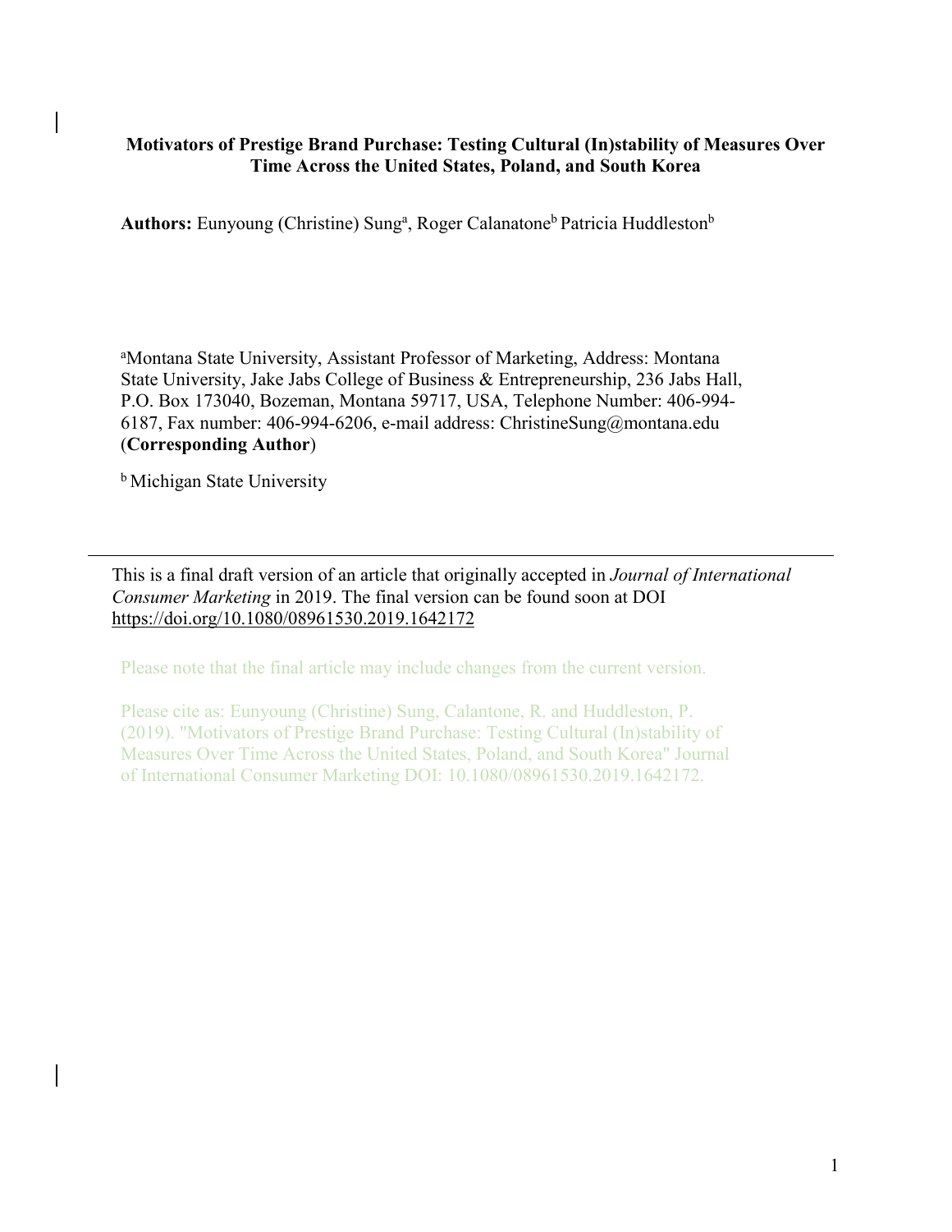**Motivators of Prestige Brand Purchase: Testing Cultural (In)stability of Measures Over Time Across the United States, Poland, and South Korea**

**Authors:** Eunyoung (Christine) Sung[a], Roger Calanatone[b] Patricia Huddleston[b]

[a]Montana State University, Assistant Professor of Marketing, Address: Montana State University, Jake Jabs College of Business & Entrepreneurship, 236 Jabs Hall, P.O. Box 173040, Bozeman, Montana 59717, USA, Telephone Number: 406-994-6187, Fax number: 406-994-6206, e-mail address: ChristineSung@montana.edu (**Corresponding Author**)

[b] Michigan State University

---

This is a final draft version of an article that originally accepted in *Journal of International Consumer Marketing* in 2019. The final version can be found soon at DOI https://doi.org/10.1080/08961530.2019.1642172

Please note that the final article may include changes from the current version.

Please cite as: Eunyoung (Christine) Sung, Calantone, R. and Huddleston, P. (2019). "Motivators of Prestige Brand Purchase: Testing Cultural (In)stability of Measures Over Time Across the United States, Poland, and South Korea" Journal of International Consumer Marketing DOI: 10.1080/08961530.2019.1642172.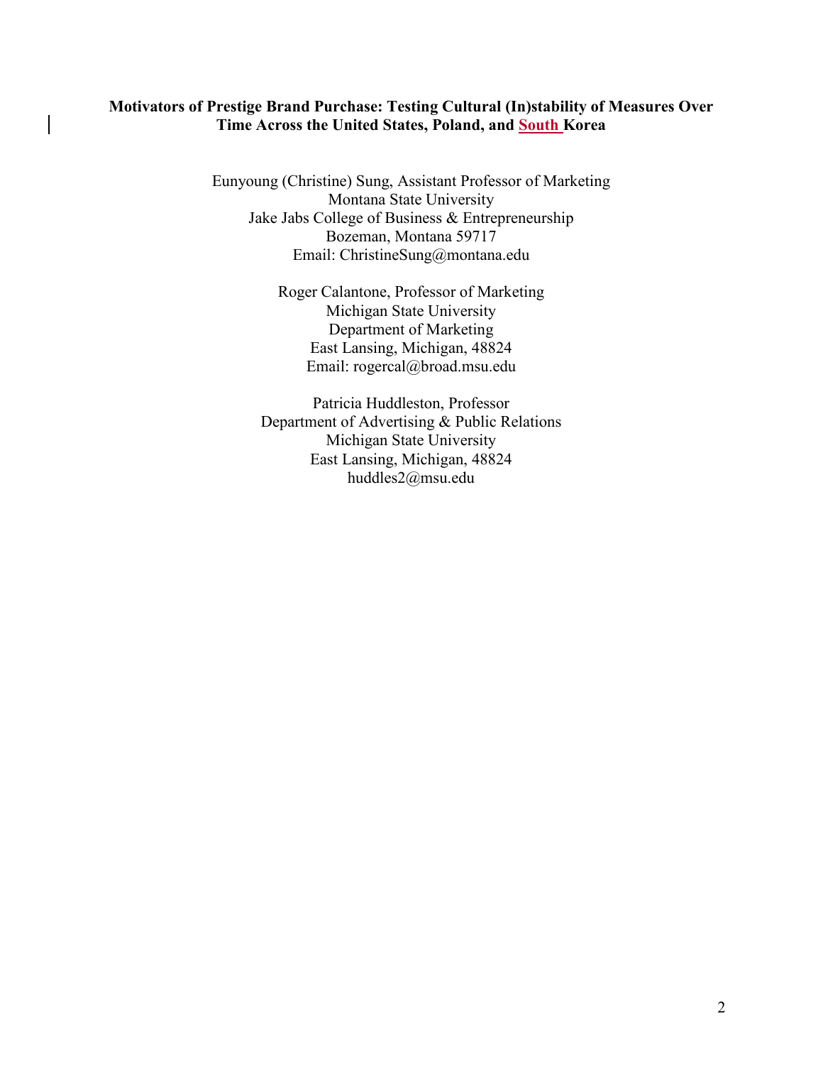**Motivators of Prestige Brand Purchase: Testing Cultural (In)stability of Measures Over Time Across the United States, Poland, and South Korea**

Eunyoung (Christine) Sung, Assistant Professor of Marketing
Montana State University
Jake Jabs College of Business & Entrepreneurship
Bozeman, Montana 59717
Email: ChristineSung@montana.edu

Roger Calantone, Professor of Marketing
Michigan State University
Department of Marketing
East Lansing, Michigan, 48824
Email: rogercal@broad.msu.edu

Patricia Huddleston, Professor
Department of Advertising & Public Relations
Michigan State University
East Lansing, Michigan, 48824
huddles2@msu.edu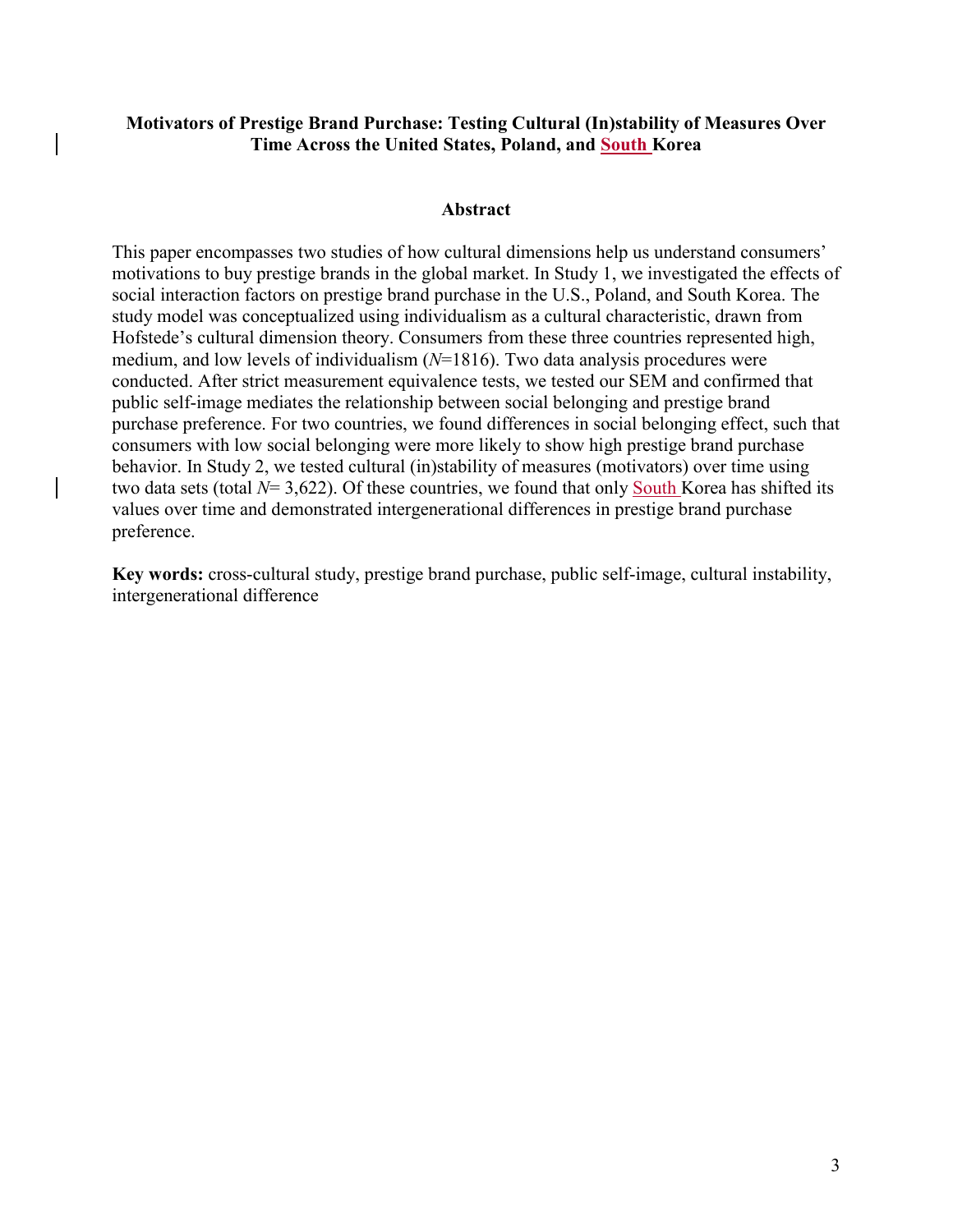**Motivators of Prestige Brand Purchase: Testing Cultural (In)stability of Measures Over Time Across the United States, Poland, and South Korea**

**Abstract**

This paper encompasses two studies of how cultural dimensions help us understand consumers' motivations to buy prestige brands in the global market. In Study 1, we investigated the effects of social interaction factors on prestige brand purchase in the U.S., Poland, and South Korea. The study model was conceptualized using individualism as a cultural characteristic, drawn from Hofstede's cultural dimension theory. Consumers from these three countries represented high, medium, and low levels of individualism (*N*=1816). Two data analysis procedures were conducted. After strict measurement equivalence tests, we tested our SEM and confirmed that public self-image mediates the relationship between social belonging and prestige brand purchase preference. For two countries, we found differences in social belonging effect, such that consumers with low social belonging were more likely to show high prestige brand purchase behavior. In Study 2, we tested cultural (in)stability of measures (motivators) over time using two data sets (total *N*= 3,622). Of these countries, we found that only South Korea has shifted its values over time and demonstrated intergenerational differences in prestige brand purchase preference.

**Key words:** cross-cultural study, prestige brand purchase, public self-image, cultural instability, intergenerational difference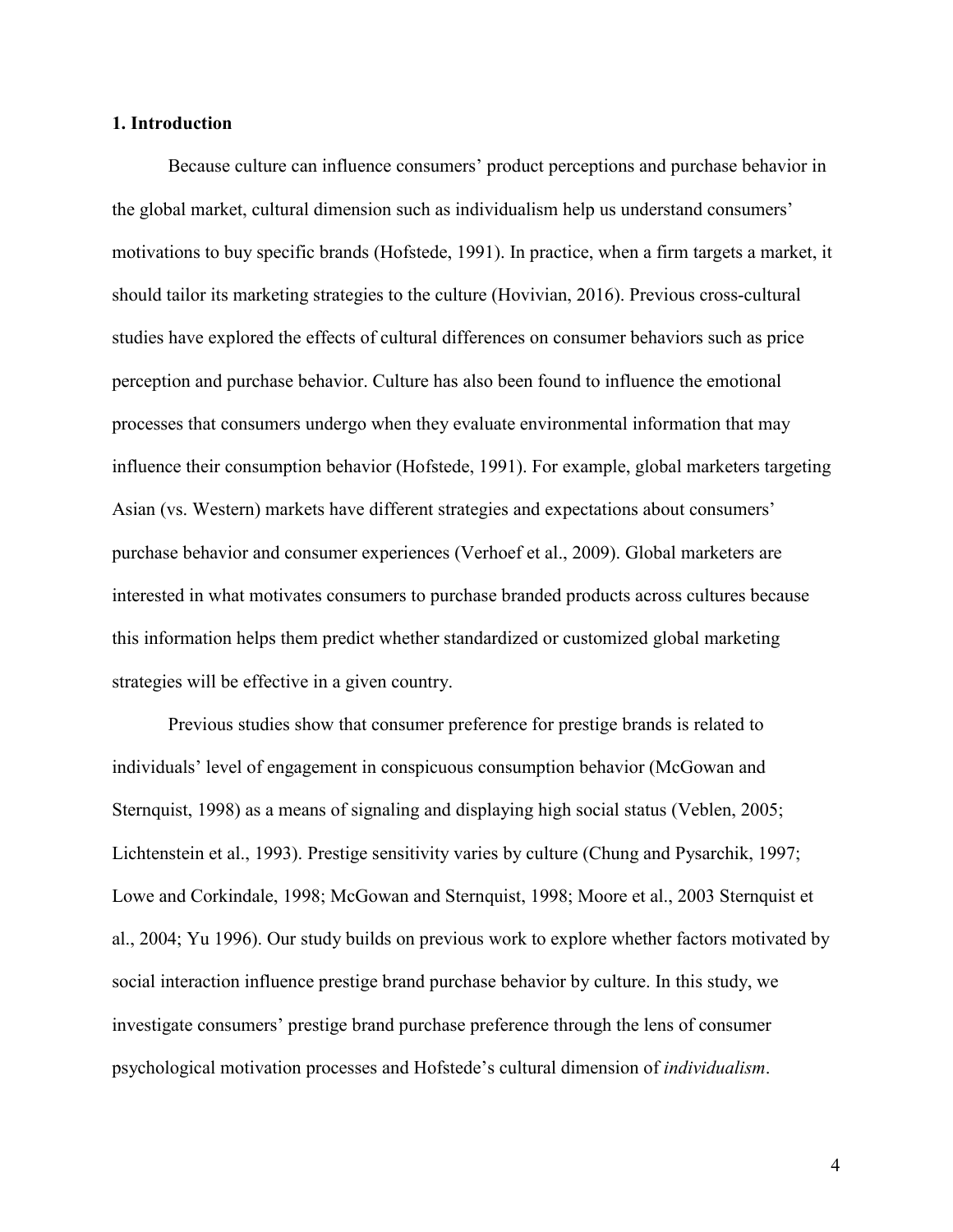## 1. Introduction

Because culture can influence consumers' product perceptions and purchase behavior in the global market, cultural dimension such as individualism help us understand consumers' motivations to buy specific brands (Hofstede, 1991). In practice, when a firm targets a market, it should tailor its marketing strategies to the culture (Hovivian, 2016). Previous cross-cultural studies have explored the effects of cultural differences on consumer behaviors such as price perception and purchase behavior. Culture has also been found to influence the emotional processes that consumers undergo when they evaluate environmental information that may influence their consumption behavior (Hofstede, 1991). For example, global marketers targeting Asian (vs. Western) markets have different strategies and expectations about consumers' purchase behavior and consumer experiences (Verhoef et al., 2009). Global marketers are interested in what motivates consumers to purchase branded products across cultures because this information helps them predict whether standardized or customized global marketing strategies will be effective in a given country.

Previous studies show that consumer preference for prestige brands is related to individuals' level of engagement in conspicuous consumption behavior (McGowan and Sternquist, 1998) as a means of signaling and displaying high social status (Veblen, 2005; Lichtenstein et al., 1993). Prestige sensitivity varies by culture (Chung and Pysarchik, 1997; Lowe and Corkindale, 1998; McGowan and Sternquist, 1998; Moore et al., 2003 Sternquist et al., 2004; Yu 1996). Our study builds on previous work to explore whether factors motivated by social interaction influence prestige brand purchase behavior by culture. In this study, we investigate consumers' prestige brand purchase preference through the lens of consumer psychological motivation processes and Hofstede's cultural dimension of *individualism*.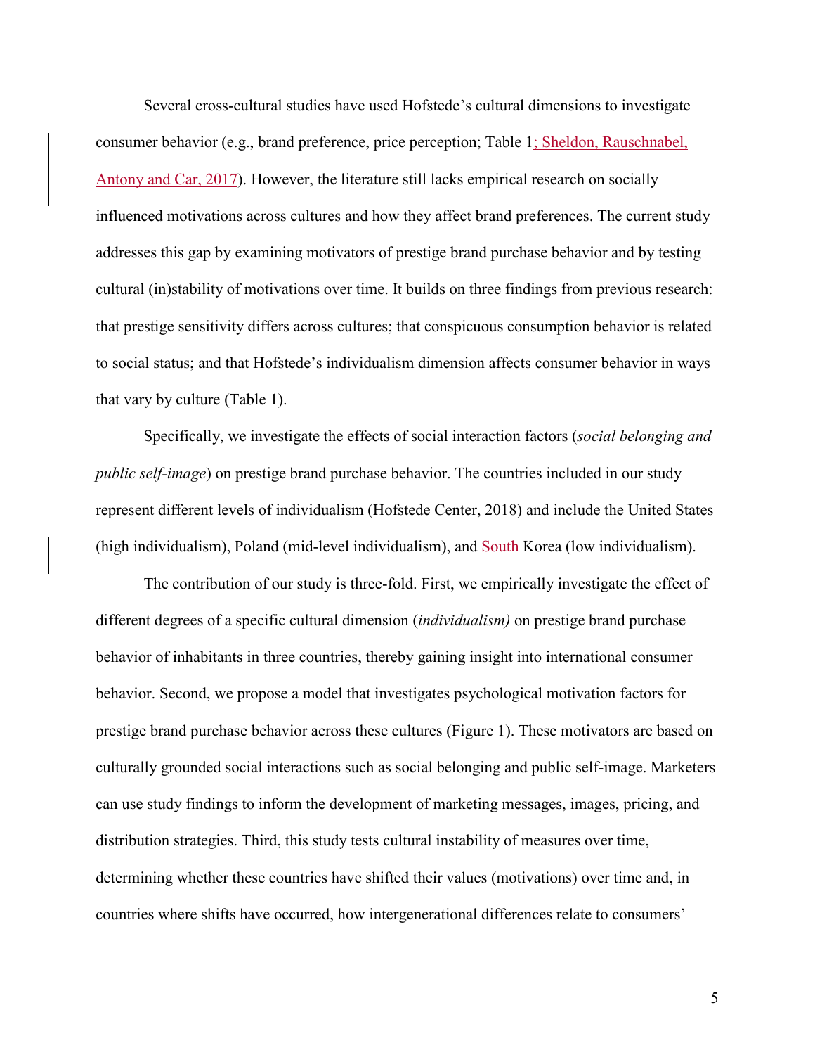Several cross-cultural studies have used Hofstede's cultural dimensions to investigate consumer behavior (e.g., brand preference, price perception; Table 1; Sheldon, Rauschnabel, Antony and Car, 2017). However, the literature still lacks empirical research on socially influenced motivations across cultures and how they affect brand preferences. The current study addresses this gap by examining motivators of prestige brand purchase behavior and by testing cultural (in)stability of motivations over time. It builds on three findings from previous research: that prestige sensitivity differs across cultures; that conspicuous consumption behavior is related to social status; and that Hofstede's individualism dimension affects consumer behavior in ways that vary by culture (Table 1).

Specifically, we investigate the effects of social interaction factors (*social belonging and public self-image*) on prestige brand purchase behavior. The countries included in our study represent different levels of individualism (Hofstede Center, 2018) and include the United States (high individualism), Poland (mid-level individualism), and South Korea (low individualism).

The contribution of our study is three-fold. First, we empirically investigate the effect of different degrees of a specific cultural dimension (*individualism)* on prestige brand purchase behavior of inhabitants in three countries, thereby gaining insight into international consumer behavior. Second, we propose a model that investigates psychological motivation factors for prestige brand purchase behavior across these cultures (Figure 1). These motivators are based on culturally grounded social interactions such as social belonging and public self-image. Marketers can use study findings to inform the development of marketing messages, images, pricing, and distribution strategies. Third, this study tests cultural instability of measures over time, determining whether these countries have shifted their values (motivations) over time and, in countries where shifts have occurred, how intergenerational differences relate to consumers'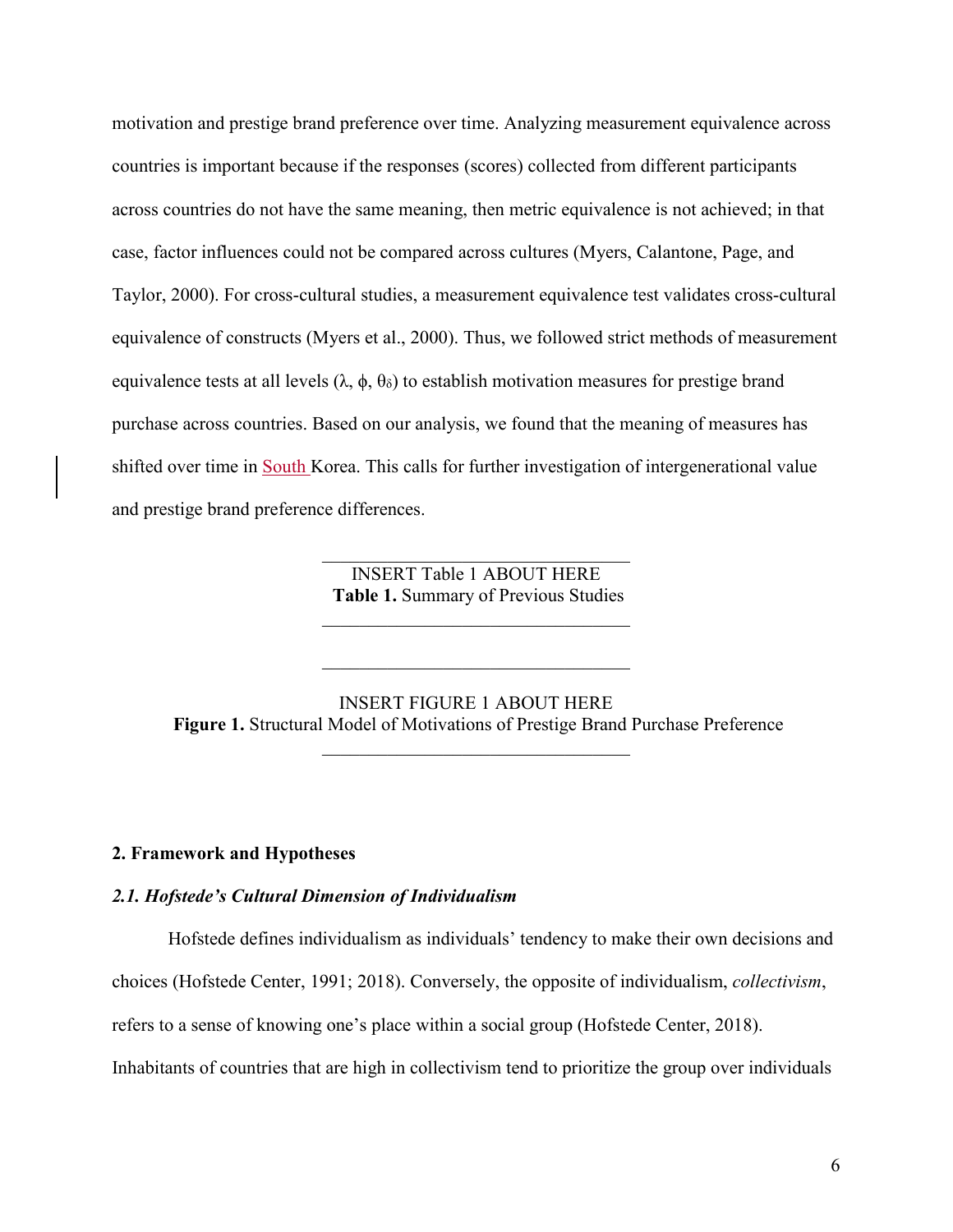motivation and prestige brand preference over time. Analyzing measurement equivalence across countries is important because if the responses (scores) collected from different participants across countries do not have the same meaning, then metric equivalence is not achieved; in that case, factor influences could not be compared across cultures (Myers, Calantone, Page, and Taylor, 2000). For cross-cultural studies, a measurement equivalence test validates cross-cultural equivalence of constructs (Myers et al., 2000). Thus, we followed strict methods of measurement equivalence tests at all levels ($\lambda$, $\phi$, $\theta_{\delta}$) to establish motivation measures for prestige brand purchase across countries. Based on our analysis, we found that the meaning of measures has shifted over time in South Korea. This calls for further investigation of intergenerational value and prestige brand preference differences.

INSERT Table 1 ABOUT HERE

**Table 1.** Summary of Previous Studies

INSERT FIGURE 1 ABOUT HERE

**Figure 1.** Structural Model of Motivations of Prestige Brand Purchase Preference

## 2. Framework and Hypotheses

### *2.1. Hofstede's Cultural Dimension of Individualism*

Hofstede defines individualism as individuals' tendency to make their own decisions and choices (Hofstede Center, 1991; 2018). Conversely, the opposite of individualism, *collectivism*, refers to a sense of knowing one's place within a social group (Hofstede Center, 2018). Inhabitants of countries that are high in collectivism tend to prioritize the group over individuals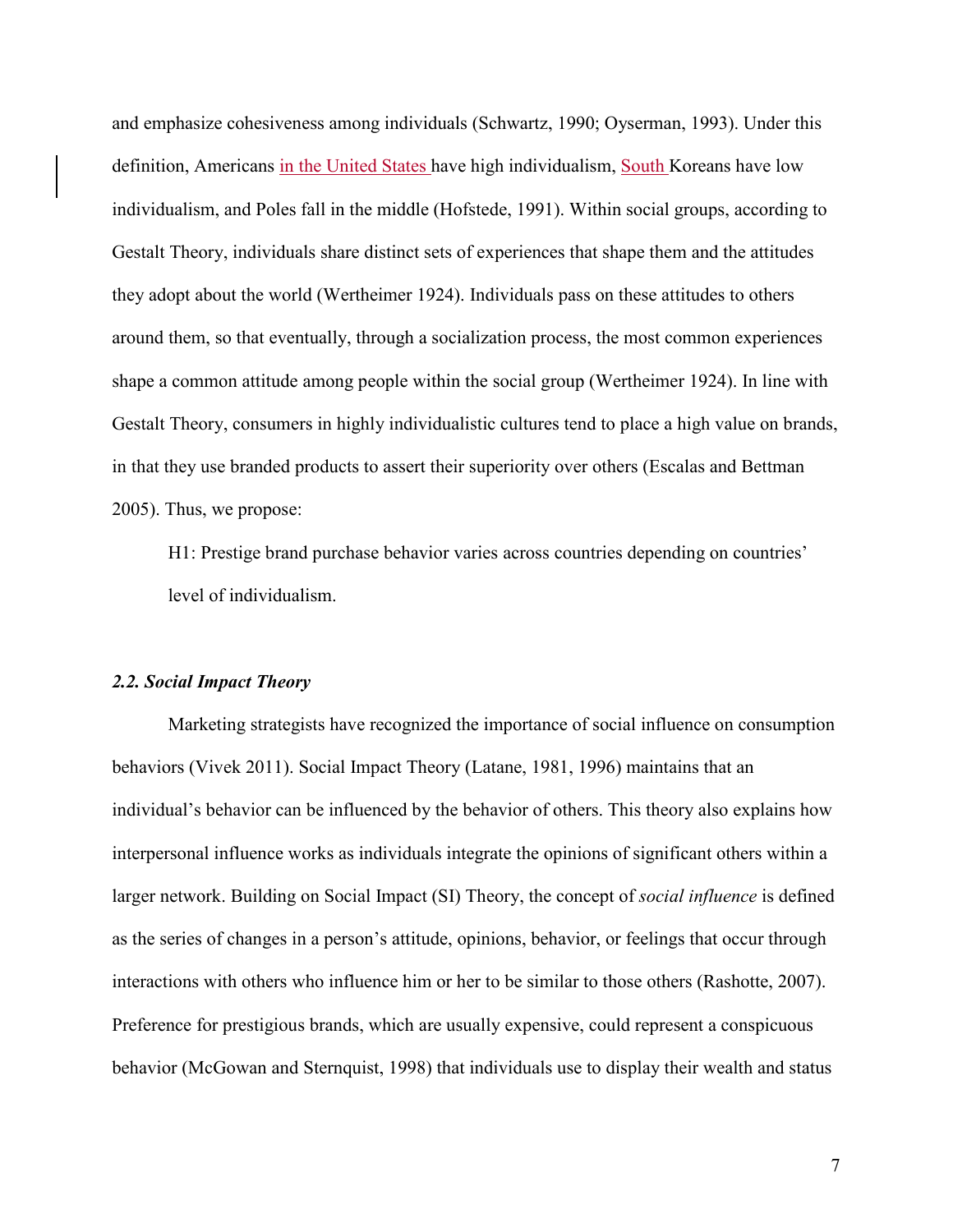and emphasize cohesiveness among individuals (Schwartz, 1990; Oyserman, 1993). Under this definition, Americans in the United States have high individualism, South Koreans have low individualism, and Poles fall in the middle (Hofstede, 1991). Within social groups, according to Gestalt Theory, individuals share distinct sets of experiences that shape them and the attitudes they adopt about the world (Wertheimer 1924). Individuals pass on these attitudes to others around them, so that eventually, through a socialization process, the most common experiences shape a common attitude among people within the social group (Wertheimer 1924). In line with Gestalt Theory, consumers in highly individualistic cultures tend to place a high value on brands, in that they use branded products to assert their superiority over others (Escalas and Bettman 2005). Thus, we propose:

> H1: Prestige brand purchase behavior varies across countries depending on countries' level of individualism.

### *2.2. Social Impact Theory*

Marketing strategists have recognized the importance of social influence on consumption behaviors (Vivek 2011). Social Impact Theory (Latane, 1981, 1996) maintains that an individual's behavior can be influenced by the behavior of others. This theory also explains how interpersonal influence works as individuals integrate the opinions of significant others within a larger network. Building on Social Impact (SI) Theory, the concept of *social influence* is defined as the series of changes in a person's attitude, opinions, behavior, or feelings that occur through interactions with others who influence him or her to be similar to those others (Rashotte, 2007). Preference for prestigious brands, which are usually expensive, could represent a conspicuous behavior (McGowan and Sternquist, 1998) that individuals use to display their wealth and status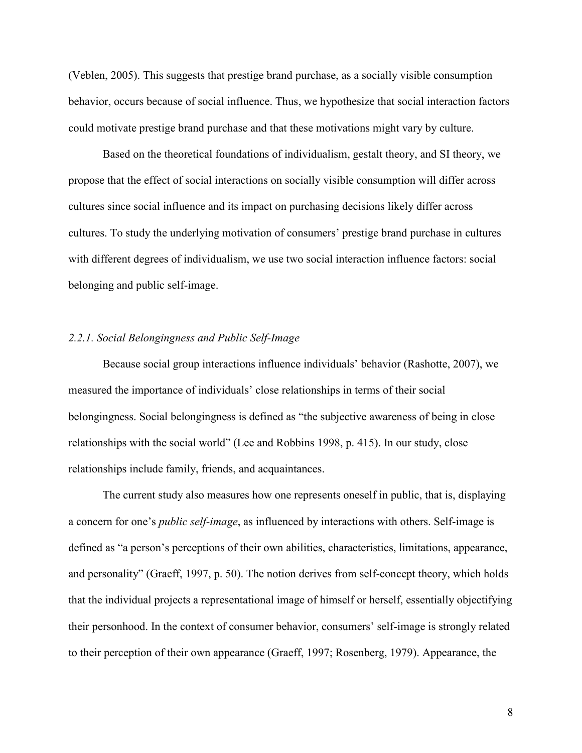(Veblen, 2005). This suggests that prestige brand purchase, as a socially visible consumption behavior, occurs because of social influence. Thus, we hypothesize that social interaction factors could motivate prestige brand purchase and that these motivations might vary by culture.

Based on the theoretical foundations of individualism, gestalt theory, and SI theory, we propose that the effect of social interactions on socially visible consumption will differ across cultures since social influence and its impact on purchasing decisions likely differ across cultures. To study the underlying motivation of consumers' prestige brand purchase in cultures with different degrees of individualism, we use two social interaction influence factors: social belonging and public self-image.

### *2.2.1. Social Belongingness and Public Self-Image*

Because social group interactions influence individuals' behavior (Rashotte, 2007), we measured the importance of individuals' close relationships in terms of their social belongingness. Social belongingness is defined as "the subjective awareness of being in close relationships with the social world" (Lee and Robbins 1998, p. 415). In our study, close relationships include family, friends, and acquaintances.

The current study also measures how one represents oneself in public, that is, displaying a concern for one's *public self-image*, as influenced by interactions with others. Self-image is defined as "a person's perceptions of their own abilities, characteristics, limitations, appearance, and personality" (Graeff, 1997, p. 50). The notion derives from self-concept theory, which holds that the individual projects a representational image of himself or herself, essentially objectifying their personhood. In the context of consumer behavior, consumers' self-image is strongly related to their perception of their own appearance (Graeff, 1997; Rosenberg, 1979). Appearance, the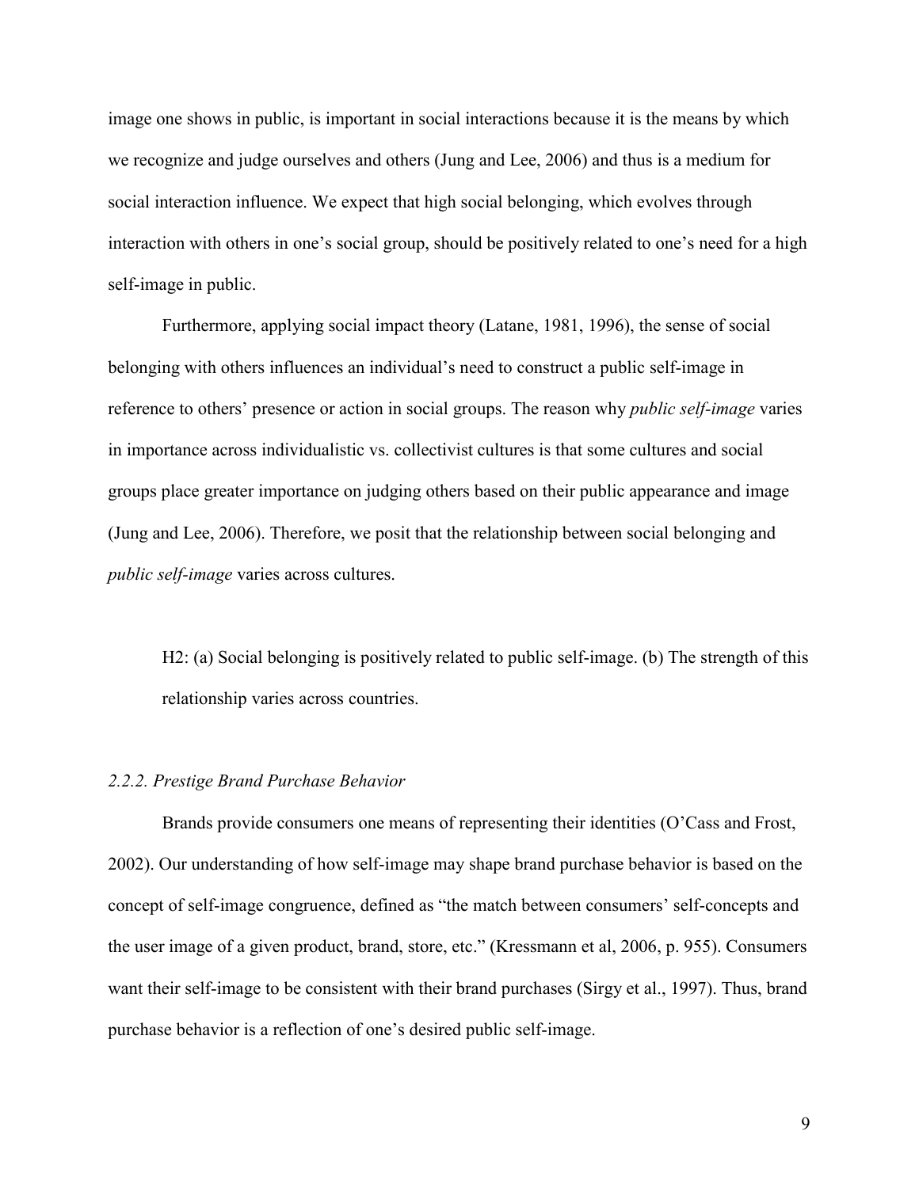image one shows in public, is important in social interactions because it is the means by which we recognize and judge ourselves and others (Jung and Lee, 2006) and thus is a medium for social interaction influence. We expect that high social belonging, which evolves through interaction with others in one's social group, should be positively related to one's need for a high self-image in public.

Furthermore, applying social impact theory (Latane, 1981, 1996), the sense of social belonging with others influences an individual's need to construct a public self-image in reference to others' presence or action in social groups. The reason why *public self-image* varies in importance across individualistic vs. collectivist cultures is that some cultures and social groups place greater importance on judging others based on their public appearance and image (Jung and Lee, 2006). Therefore, we posit that the relationship between social belonging and *public self-image* varies across cultures.

> H2: (a) Social belonging is positively related to public self-image. (b) The strength of this relationship varies across countries.

### *2.2.2. Prestige Brand Purchase Behavior*

Brands provide consumers one means of representing their identities (O'Cass and Frost, 2002). Our understanding of how self-image may shape brand purchase behavior is based on the concept of self-image congruence, defined as "the match between consumers' self-concepts and the user image of a given product, brand, store, etc." (Kressmann et al, 2006, p. 955). Consumers want their self-image to be consistent with their brand purchases (Sirgy et al., 1997). Thus, brand purchase behavior is a reflection of one's desired public self-image.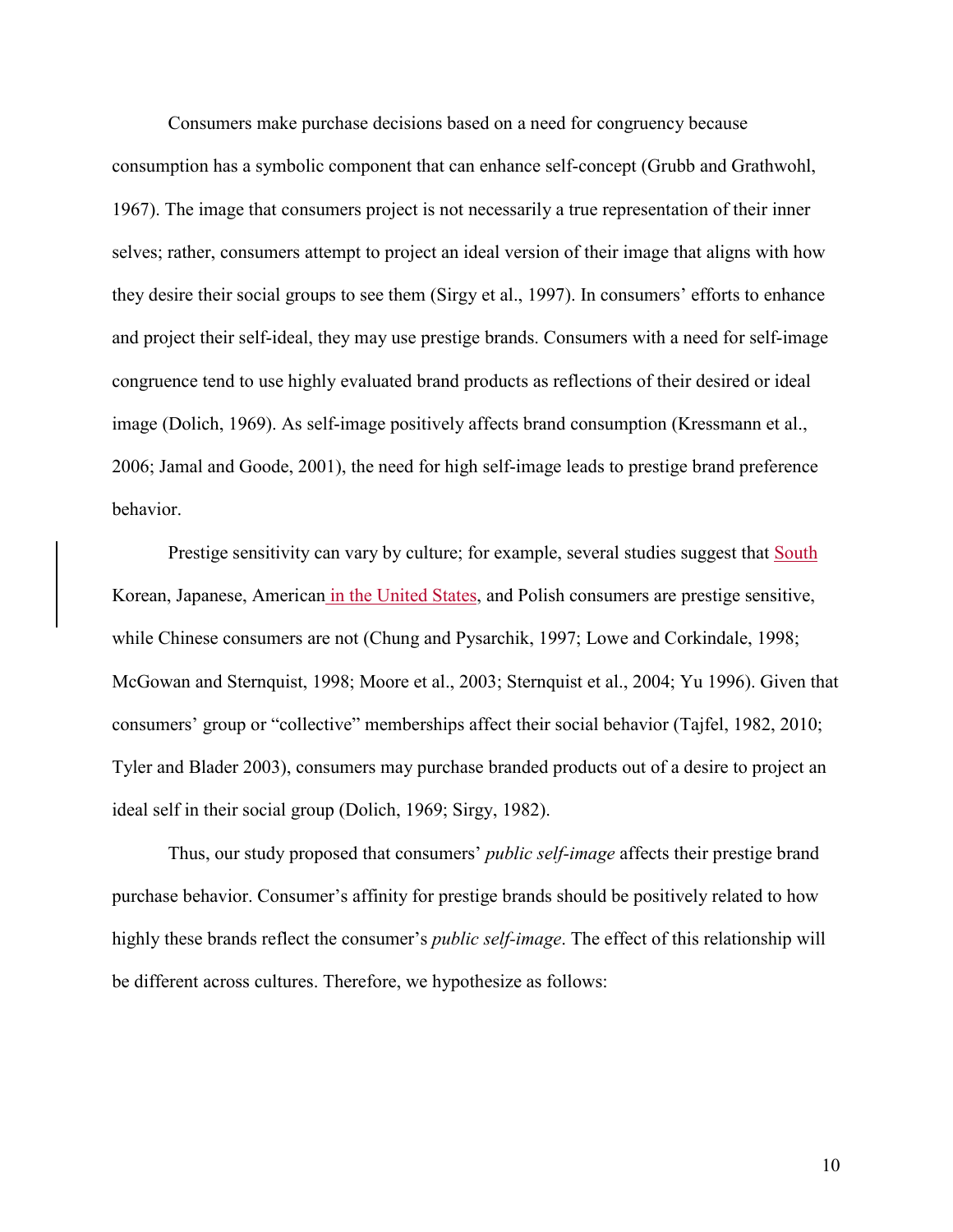Consumers make purchase decisions based on a need for congruency because consumption has a symbolic component that can enhance self-concept (Grubb and Grathwohl, 1967). The image that consumers project is not necessarily a true representation of their inner selves; rather, consumers attempt to project an ideal version of their image that aligns with how they desire their social groups to see them (Sirgy et al., 1997). In consumers' efforts to enhance and project their self-ideal, they may use prestige brands. Consumers with a need for self-image congruence tend to use highly evaluated brand products as reflections of their desired or ideal image (Dolich, 1969). As self-image positively affects brand consumption (Kressmann et al., 2006; Jamal and Goode, 2001), the need for high self-image leads to prestige brand preference behavior.

Prestige sensitivity can vary by culture; for example, several studies suggest that South Korean, Japanese, American in the United States, and Polish consumers are prestige sensitive, while Chinese consumers are not (Chung and Pysarchik, 1997; Lowe and Corkindale, 1998; McGowan and Sternquist, 1998; Moore et al., 2003; Sternquist et al., 2004; Yu 1996). Given that consumers' group or "collective" memberships affect their social behavior (Tajfel, 1982, 2010; Tyler and Blader 2003), consumers may purchase branded products out of a desire to project an ideal self in their social group (Dolich, 1969; Sirgy, 1982).

Thus, our study proposed that consumers' *public self-image* affects their prestige brand purchase behavior. Consumer's affinity for prestige brands should be positively related to how highly these brands reflect the consumer's *public self-image*. The effect of this relationship will be different across cultures. Therefore, we hypothesize as follows: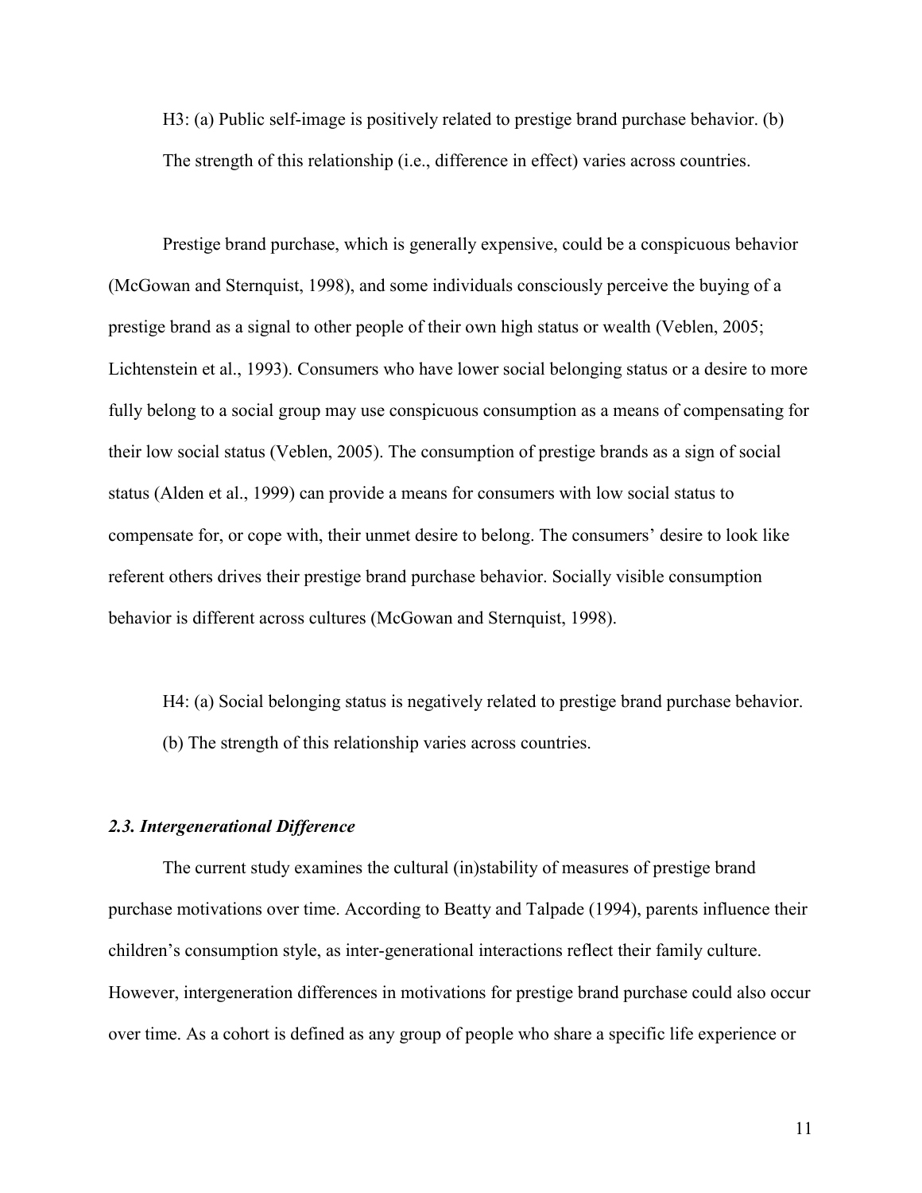H3: (a) Public self-image is positively related to prestige brand purchase behavior. (b) The strength of this relationship (i.e., difference in effect) varies across countries.

Prestige brand purchase, which is generally expensive, could be a conspicuous behavior (McGowan and Sternquist, 1998), and some individuals consciously perceive the buying of a prestige brand as a signal to other people of their own high status or wealth (Veblen, 2005; Lichtenstein et al., 1993). Consumers who have lower social belonging status or a desire to more fully belong to a social group may use conspicuous consumption as a means of compensating for their low social status (Veblen, 2005). The consumption of prestige brands as a sign of social status (Alden et al., 1999) can provide a means for consumers with low social status to compensate for, or cope with, their unmet desire to belong. The consumers' desire to look like referent others drives their prestige brand purchase behavior. Socially visible consumption behavior is different across cultures (McGowan and Sternquist, 1998).

H4: (a) Social belonging status is negatively related to prestige brand purchase behavior. (b) The strength of this relationship varies across countries.

### *2.3. Intergenerational Difference*

The current study examines the cultural (in)stability of measures of prestige brand purchase motivations over time. According to Beatty and Talpade (1994), parents influence their children's consumption style, as inter-generational interactions reflect their family culture. However, intergeneration differences in motivations for prestige brand purchase could also occur over time. As a cohort is defined as any group of people who share a specific life experience or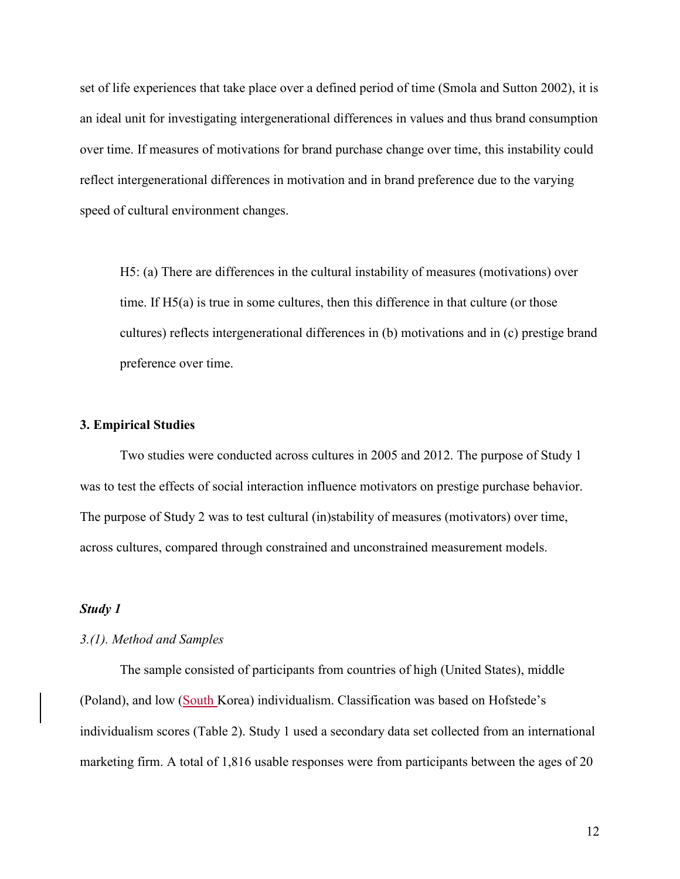set of life experiences that take place over a defined period of time (Smola and Sutton 2002), it is an ideal unit for investigating intergenerational differences in values and thus brand consumption over time. If measures of motivations for brand purchase change over time, this instability could reflect intergenerational differences in motivation and in brand preference due to the varying speed of cultural environment changes.

> H5: (a) There are differences in the cultural instability of measures (motivations) over time. If H5(a) is true in some cultures, then this difference in that culture (or those cultures) reflects intergenerational differences in (b) motivations and in (c) prestige brand preference over time.

## 3. Empirical Studies

Two studies were conducted across cultures in 2005 and 2012. The purpose of Study 1 was to test the effects of social interaction influence motivators on prestige purchase behavior. The purpose of Study 2 was to test cultural (in)stability of measures (motivators) over time, across cultures, compared through constrained and unconstrained measurement models.

### *Study 1*

#### *3.(1). Method and Samples*

The sample consisted of participants from countries of high (United States), middle (Poland), and low (South Korea) individualism. Classification was based on Hofstede's individualism scores (Table 2). Study 1 used a secondary data set collected from an international marketing firm. A total of 1,816 usable responses were from participants between the ages of 20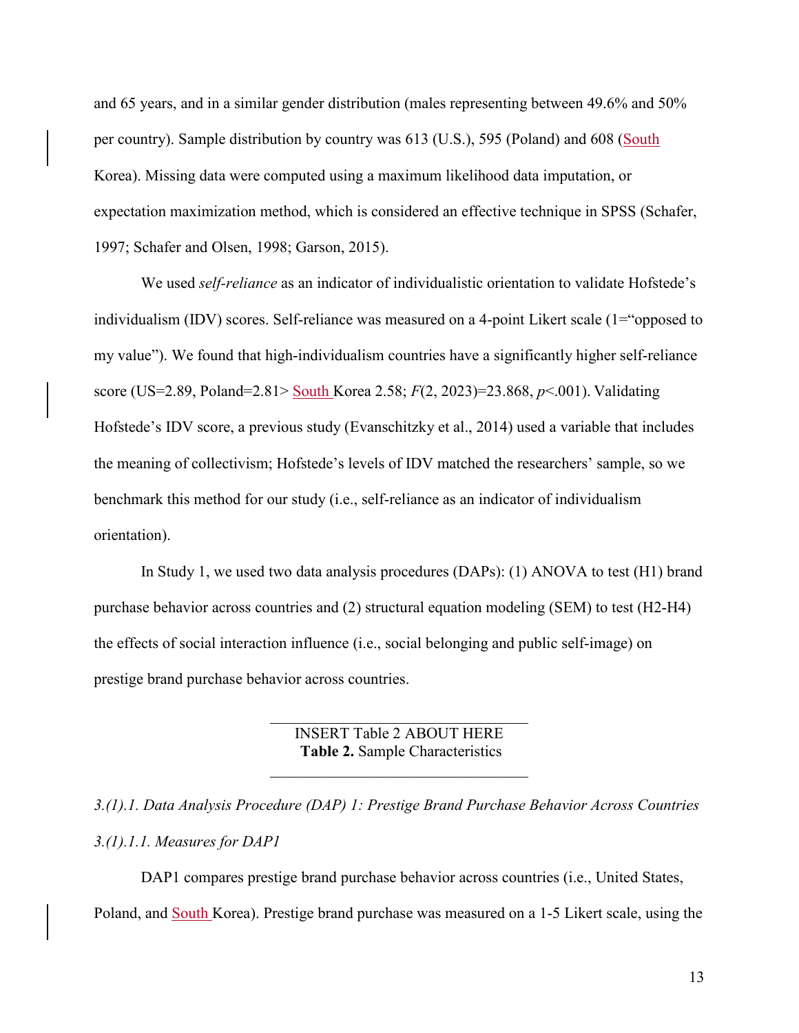and 65 years, and in a similar gender distribution (males representing between 49.6% and 50% per country). Sample distribution by country was 613 (U.S.), 595 (Poland) and 608 (South Korea). Missing data were computed using a maximum likelihood data imputation, or expectation maximization method, which is considered an effective technique in SPSS (Schafer, 1997; Schafer and Olsen, 1998; Garson, 2015).

We used *self-reliance* as an indicator of individualistic orientation to validate Hofstede's individualism (IDV) scores. Self-reliance was measured on a 4-point Likert scale (1="opposed to my value"). We found that high-individualism countries have a significantly higher self-reliance score (US=2.89, Poland=2.81> South Korea 2.58; $F(2, 2023)=23.868$, $p<.001$). Validating Hofstede's IDV score, a previous study (Evanschitzky et al., 2014) used a variable that includes the meaning of collectivism; Hofstede's levels of IDV matched the researchers' sample, so we benchmark this method for our study (i.e., self-reliance as an indicator of individualism orientation).

In Study 1, we used two data analysis procedures (DAPs): (1) ANOVA to test (H1) brand purchase behavior across countries and (2) structural equation modeling (SEM) to test (H2-H4) the effects of social interaction influence (i.e., social belonging and public self-image) on prestige brand purchase behavior across countries.

INSERT Table 2 ABOUT HERE
**Table 2.** Sample Characteristics

*3.(1).1. Data Analysis Procedure (DAP) 1: Prestige Brand Purchase Behavior Across Countries*

*3.(1).1.1. Measures for DAP1*

DAP1 compares prestige brand purchase behavior across countries (i.e., United States, Poland, and South Korea). Prestige brand purchase was measured on a 1-5 Likert scale, using the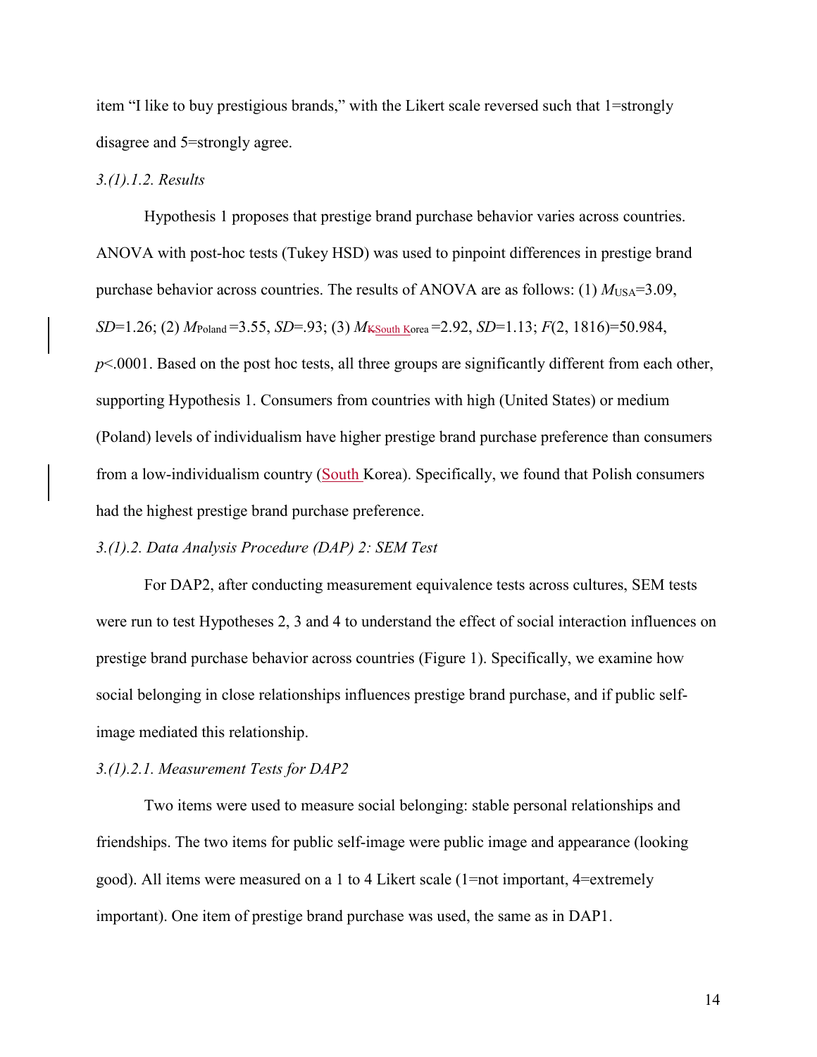item “I like to buy prestigious brands,” with the Likert scale reversed such that 1=strongly disagree and 5=strongly agree.

#### *3.(1).1.2. Results*

Hypothesis 1 proposes that prestige brand purchase behavior varies across countries. ANOVA with post-hoc tests (Tukey HSD) was used to pinpoint differences in prestige brand purchase behavior across countries. The results of ANOVA are as follows: (1) $M_{USA}$=3.09, *SD*=1.26; (2) $M_{Poland}$=3.55, *SD*=.93; (3) $M_{South\ Korea}$=2.92, *SD*=1.13; $F(2, 1816)$=50.984, $p$<.0001. Based on the post hoc tests, all three groups are significantly different from each other, supporting Hypothesis 1. Consumers from countries with high (United States) or medium (Poland) levels of individualism have higher prestige brand purchase preference than consumers from a low-individualism country (South Korea). Specifically, we found that Polish consumers had the highest prestige brand purchase preference.

### *3.(1).2. Data Analysis Procedure (DAP) 2: SEM Test*

For DAP2, after conducting measurement equivalence tests across cultures, SEM tests were run to test Hypotheses 2, 3 and 4 to understand the effect of social interaction influences on prestige brand purchase behavior across countries (Figure 1). Specifically, we examine how social belonging in close relationships influences prestige brand purchase, and if public self-image mediated this relationship.

#### *3.(1).2.1. Measurement Tests for DAP2*

Two items were used to measure social belonging: stable personal relationships and friendships. The two items for public self-image were public image and appearance (looking good). All items were measured on a 1 to 4 Likert scale (1=not important, 4=extremely important). One item of prestige brand purchase was used, the same as in DAP1.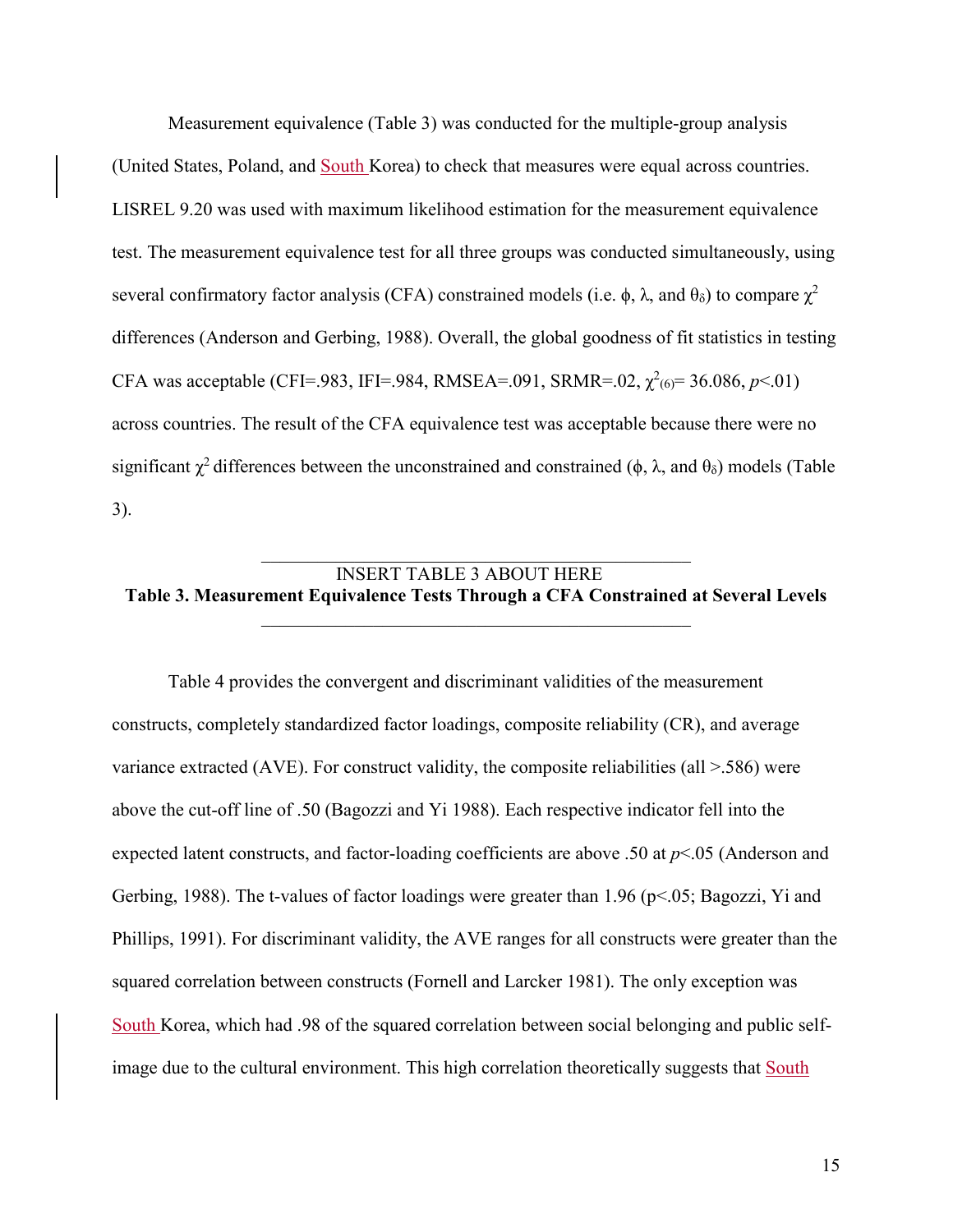Measurement equivalence (Table 3) was conducted for the multiple-group analysis (United States, Poland, and South Korea) to check that measures were equal across countries. LISREL 9.20 was used with maximum likelihood estimation for the measurement equivalence test. The measurement equivalence test for all three groups was conducted simultaneously, using several confirmatory factor analysis (CFA) constrained models (i.e. $\phi$, $\lambda$, and $\theta_\delta$) to compare $\chi^2$ differences (Anderson and Gerbing, 1988). Overall, the global goodness of fit statistics in testing CFA was acceptable (CFI=.983, IFI=.984, RMSEA=.091, SRMR=.02, $\chi^2_{(6)}$= 36.086, $p$<.01) across countries. The result of the CFA equivalence test was acceptable because there were no significant $\chi^2$ differences between the unconstrained and constrained ($\phi$, $\lambda$, and $\theta_\delta$) models (Table 3).

INSERT TABLE 3 ABOUT HERE

**Table 3. Measurement Equivalence Tests Through a CFA Constrained at Several Levels**

Table 4 provides the convergent and discriminant validities of the measurement constructs, completely standardized factor loadings, composite reliability (CR), and average variance extracted (AVE). For construct validity, the composite reliabilities (all >.586) were above the cut-off line of .50 (Bagozzi and Yi 1988). Each respective indicator fell into the expected latent constructs, and factor-loading coefficients are above .50 at $p$<.05 (Anderson and Gerbing, 1988). The t-values of factor loadings were greater than 1.96 (p<.05; Bagozzi, Yi and Phillips, 1991). For discriminant validity, the AVE ranges for all constructs were greater than the squared correlation between constructs (Fornell and Larcker 1981). The only exception was South Korea, which had .98 of the squared correlation between social belonging and public self-image due to the cultural environment. This high correlation theoretically suggests that South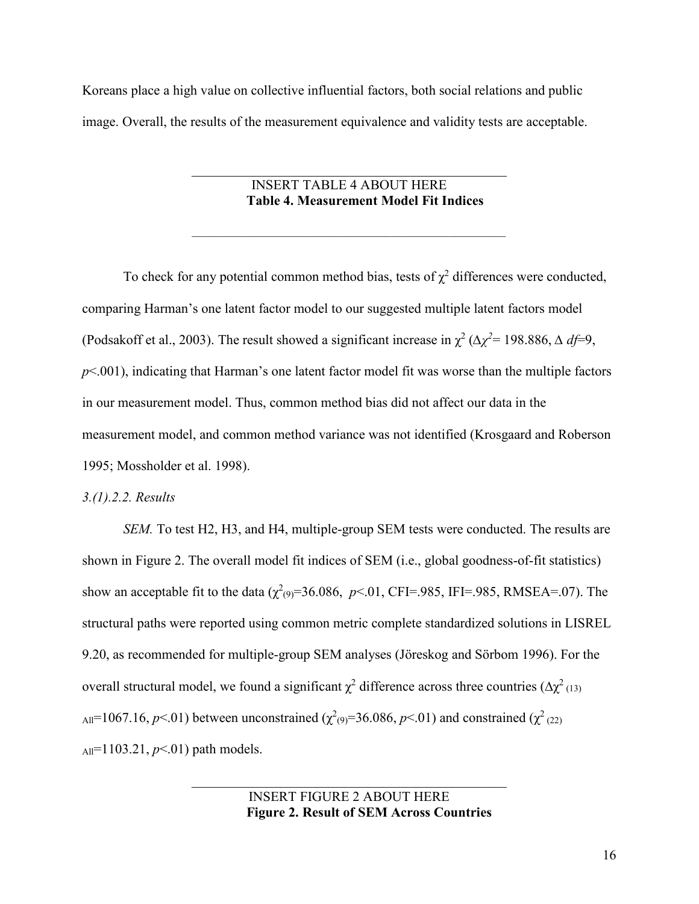Koreans place a high value on collective influential factors, both social relations and public image. Overall, the results of the measurement equivalence and validity tests are acceptable.

---

INSERT TABLE 4 ABOUT HERE

**Table 4. Measurement Model Fit Indices**

---

To check for any potential common method bias, tests of $\chi^2$ differences were conducted, comparing Harman's one latent factor model to our suggested multiple latent factors model (Podsakoff et al., 2003). The result showed a significant increase in $\chi^2$ ($\Delta\chi^2$= 198.886, $\Delta$ *df*=9, *p*<.001), indicating that Harman's one latent factor model fit was worse than the multiple factors in our measurement model. Thus, common method bias did not affect our data in the measurement model, and common method variance was not identified (Krosgaard and Roberson 1995; Mossholder et al. 1998).

*3.(1).2.2. Results*

*SEM.* To test H2, H3, and H4, multiple-group SEM tests were conducted. The results are shown in Figure 2. The overall model fit indices of SEM (i.e., global goodness-of-fit statistics) show an acceptable fit to the data ($\chi^2_{(9)}$=36.086, *p*<.01, CFI=.985, IFI=.985, RMSEA=.07). The structural paths were reported using common metric complete standardized solutions in LISREL 9.20, as recommended for multiple-group SEM analyses (Jöreskog and Sörbom 1996). For the overall structural model, we found a significant $\chi^2$ difference across three countries ($\Delta\chi^2_{(13)\,All}$=1067.16, *p*<.01) between unconstrained ($\chi^2_{(9)}$=36.086, *p*<.01) and constrained ($\chi^2_{(22)\,All}$=1103.21, *p*<.01) path models.

---

INSERT FIGURE 2 ABOUT HERE

**Figure 2. Result of SEM Across Countries**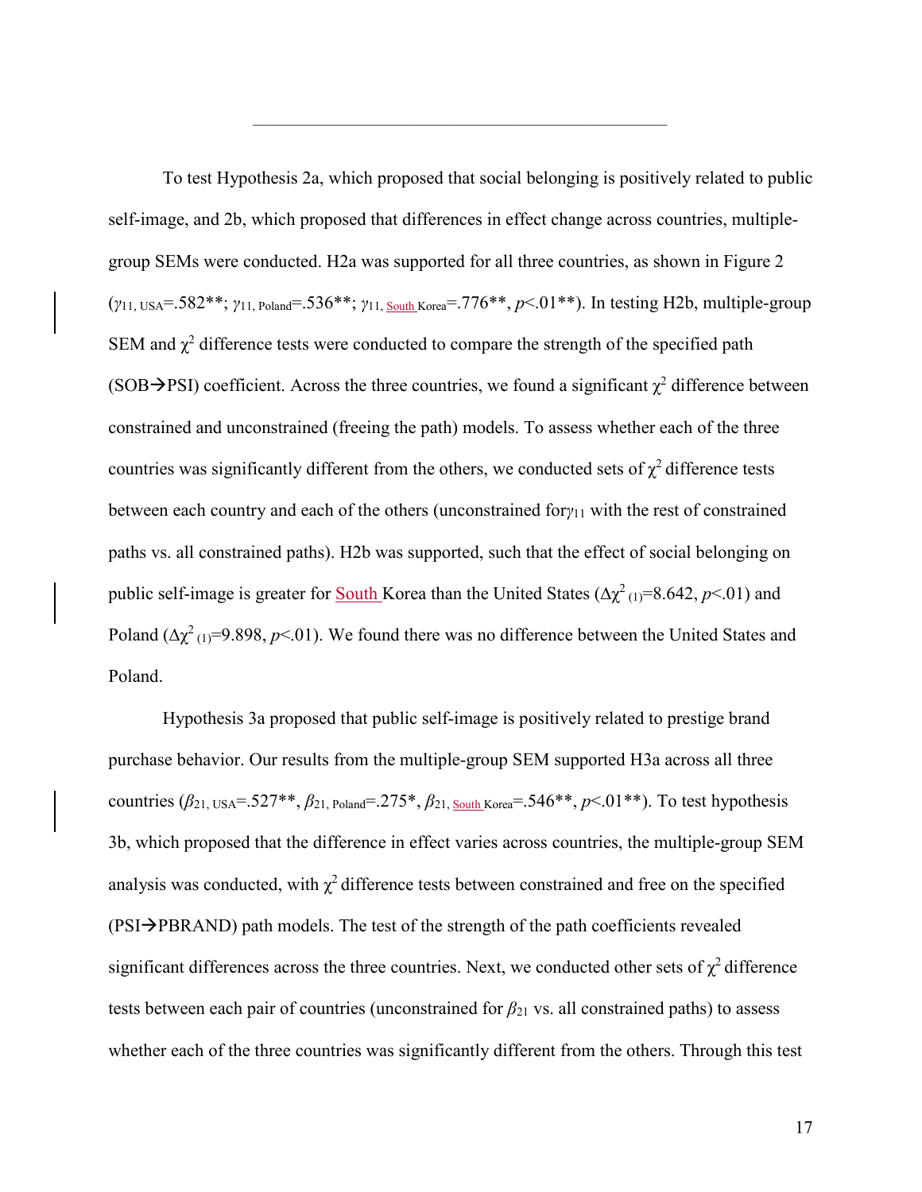To test Hypothesis 2a, which proposed that social belonging is positively related to public self-image, and 2b, which proposed that differences in effect change across countries, multiple-group SEMs were conducted. H2a was supported for all three countries, as shown in Figure 2 ($\gamma_{11,\ USA}$=.582**; $\gamma_{11,\ Poland}$=.536**; $\gamma_{11,\ South\ Korea}$=.776**, $p$<.01**). In testing H2b, multiple-group SEM and $\chi^2$ difference tests were conducted to compare the strength of the specified path (SOB→PSI) coefficient. Across the three countries, we found a significant $\chi^2$ difference between constrained and unconstrained (freeing the path) models. To assess whether each of the three countries was significantly different from the others, we conducted sets of $\chi^2$ difference tests between each country and each of the others (unconstrained for $\gamma_{11}$ with the rest of constrained paths vs. all constrained paths). H2b was supported, such that the effect of social belonging on public self-image is greater for South Korea than the United States ($\Delta\chi^2_{(1)}$=8.642, $p$<.01) and Poland ($\Delta\chi^2_{(1)}$=9.898, $p$<.01). We found there was no difference between the United States and Poland.

Hypothesis 3a proposed that public self-image is positively related to prestige brand purchase behavior. Our results from the multiple-group SEM supported H3a across all three countries ($\beta_{21,\ USA}$=.527**, $\beta_{21,\ Poland}$=.275*, $\beta_{21,\ South\ Korea}$=.546**, $p$<.01**). To test hypothesis 3b, which proposed that the difference in effect varies across countries, the multiple-group SEM analysis was conducted, with $\chi^2$ difference tests between constrained and free on the specified (PSI→PBRAND) path models. The test of the strength of the path coefficients revealed significant differences across the three countries. Next, we conducted other sets of $\chi^2$ difference tests between each pair of countries (unconstrained for $\beta_{21}$ vs. all constrained paths) to assess whether each of the three countries was significantly different from the others. Through this test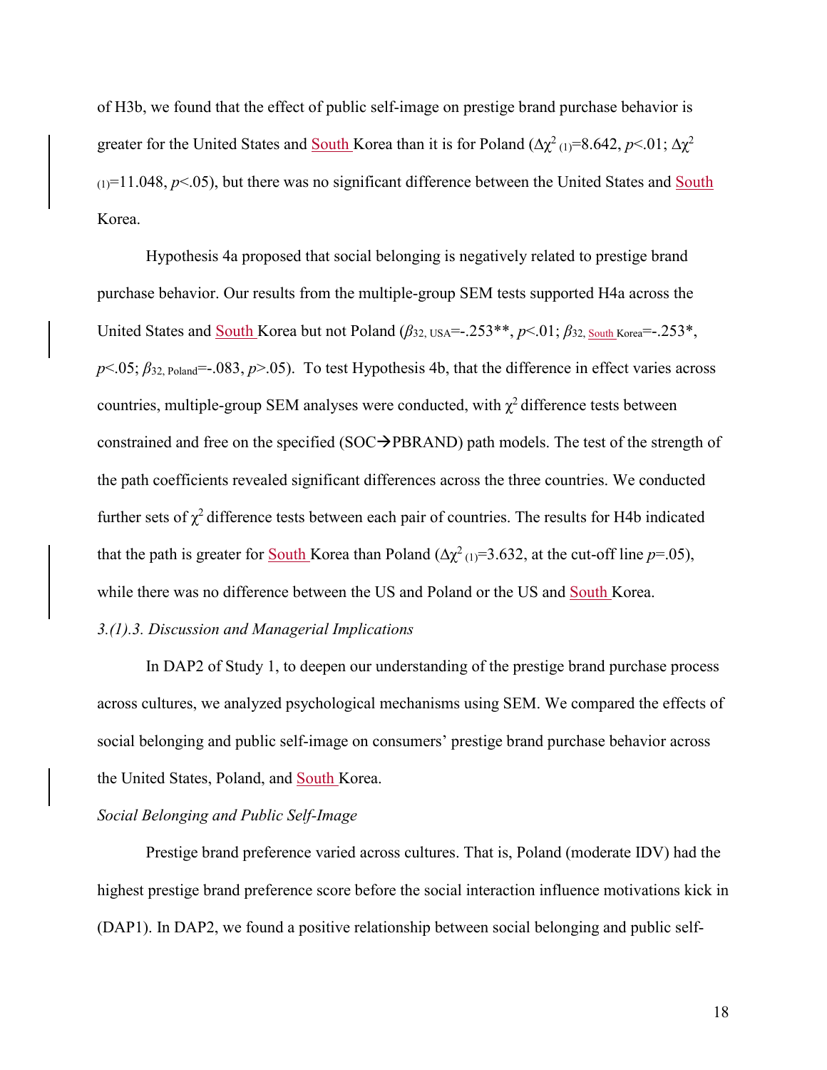of H3b, we found that the effect of public self-image on prestige brand purchase behavior is greater for the United States and South Korea than it is for Poland ($\Delta\chi^2_{(1)}$=8.642, $p$<.01; $\Delta\chi^2_{(1)}$=11.048, $p$<.05), but there was no significant difference between the United States and South Korea.

Hypothesis 4a proposed that social belonging is negatively related to prestige brand purchase behavior. Our results from the multiple-group SEM tests supported H4a across the United States and South Korea but not Poland ($\beta_{32,\ USA}$=-.253**, $p$<.01; $\beta_{32,\ South\ Korea}$=-.253*, $p$<.05; $\beta_{32,\ Poland}$=-.083, $p$>.05). To test Hypothesis 4b, that the difference in effect varies across countries, multiple-group SEM analyses were conducted, with $\chi^2$ difference tests between constrained and free on the specified (SOC→PBRAND) path models. The test of the strength of the path coefficients revealed significant differences across the three countries. We conducted further sets of $\chi^2$ difference tests between each pair of countries. The results for H4b indicated that the path is greater for South Korea than Poland ($\Delta\chi^2_{(1)}$=3.632, at the cut-off line $p$=.05), while there was no difference between the US and Poland or the US and South Korea.

*3.(1).3. Discussion and Managerial Implications*

In DAP2 of Study 1, to deepen our understanding of the prestige brand purchase process across cultures, we analyzed psychological mechanisms using SEM. We compared the effects of social belonging and public self-image on consumers' prestige brand purchase behavior across the United States, Poland, and South Korea.

*Social Belonging and Public Self-Image*

Prestige brand preference varied across cultures. That is, Poland (moderate IDV) had the highest prestige brand preference score before the social interaction influence motivations kick in (DAP1). In DAP2, we found a positive relationship between social belonging and public self-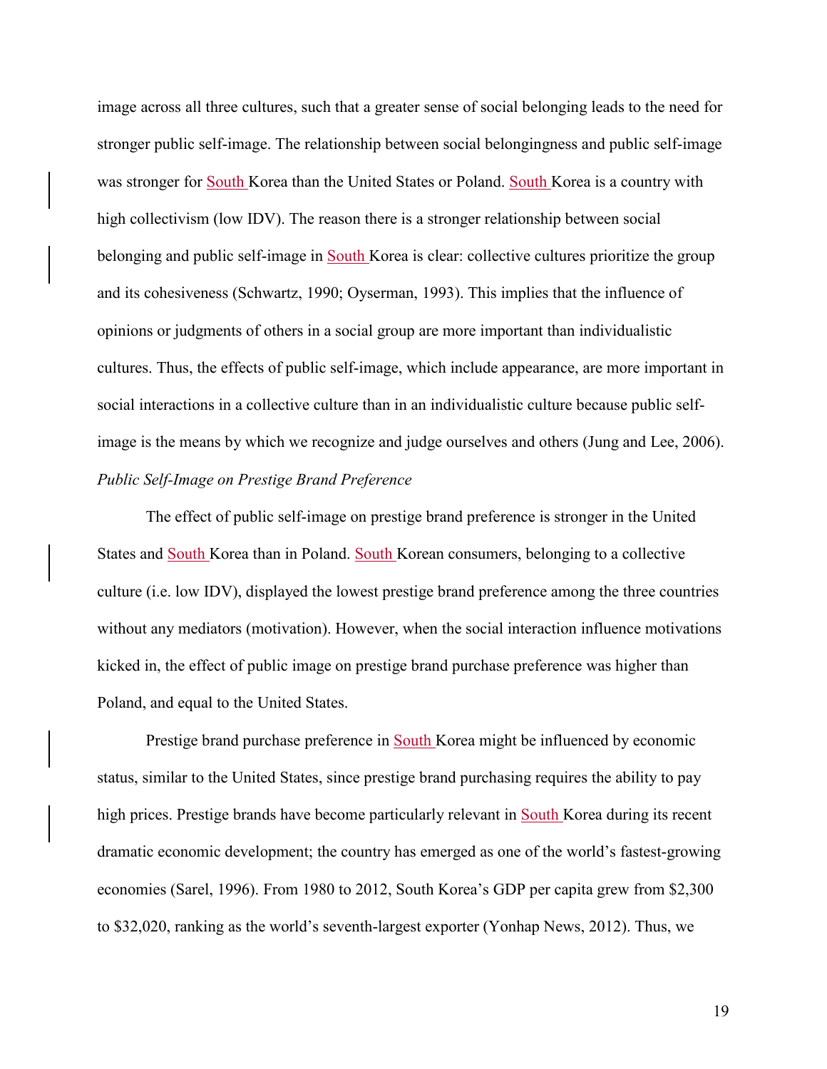image across all three cultures, such that a greater sense of social belonging leads to the need for stronger public self-image. The relationship between social belongingness and public self-image was stronger for South Korea than the United States or Poland. South Korea is a country with high collectivism (low IDV). The reason there is a stronger relationship between social belonging and public self-image in South Korea is clear: collective cultures prioritize the group and its cohesiveness (Schwartz, 1990; Oyserman, 1993). This implies that the influence of opinions or judgments of others in a social group are more important than individualistic cultures. Thus, the effects of public self-image, which include appearance, are more important in social interactions in a collective culture than in an individualistic culture because public self-image is the means by which we recognize and judge ourselves and others (Jung and Lee, 2006).

*Public Self-Image on Prestige Brand Preference*

The effect of public self-image on prestige brand preference is stronger in the United States and South Korea than in Poland. South Korean consumers, belonging to a collective culture (i.e. low IDV), displayed the lowest prestige brand preference among the three countries without any mediators (motivation). However, when the social interaction influence motivations kicked in, the effect of public image on prestige brand purchase preference was higher than Poland, and equal to the United States.

Prestige brand purchase preference in South Korea might be influenced by economic status, similar to the United States, since prestige brand purchasing requires the ability to pay high prices. Prestige brands have become particularly relevant in South Korea during its recent dramatic economic development; the country has emerged as one of the world's fastest-growing economies (Sarel, 1996). From 1980 to 2012, South Korea's GDP per capita grew from $2,300 to $32,020, ranking as the world's seventh-largest exporter (Yonhap News, 2012). Thus, we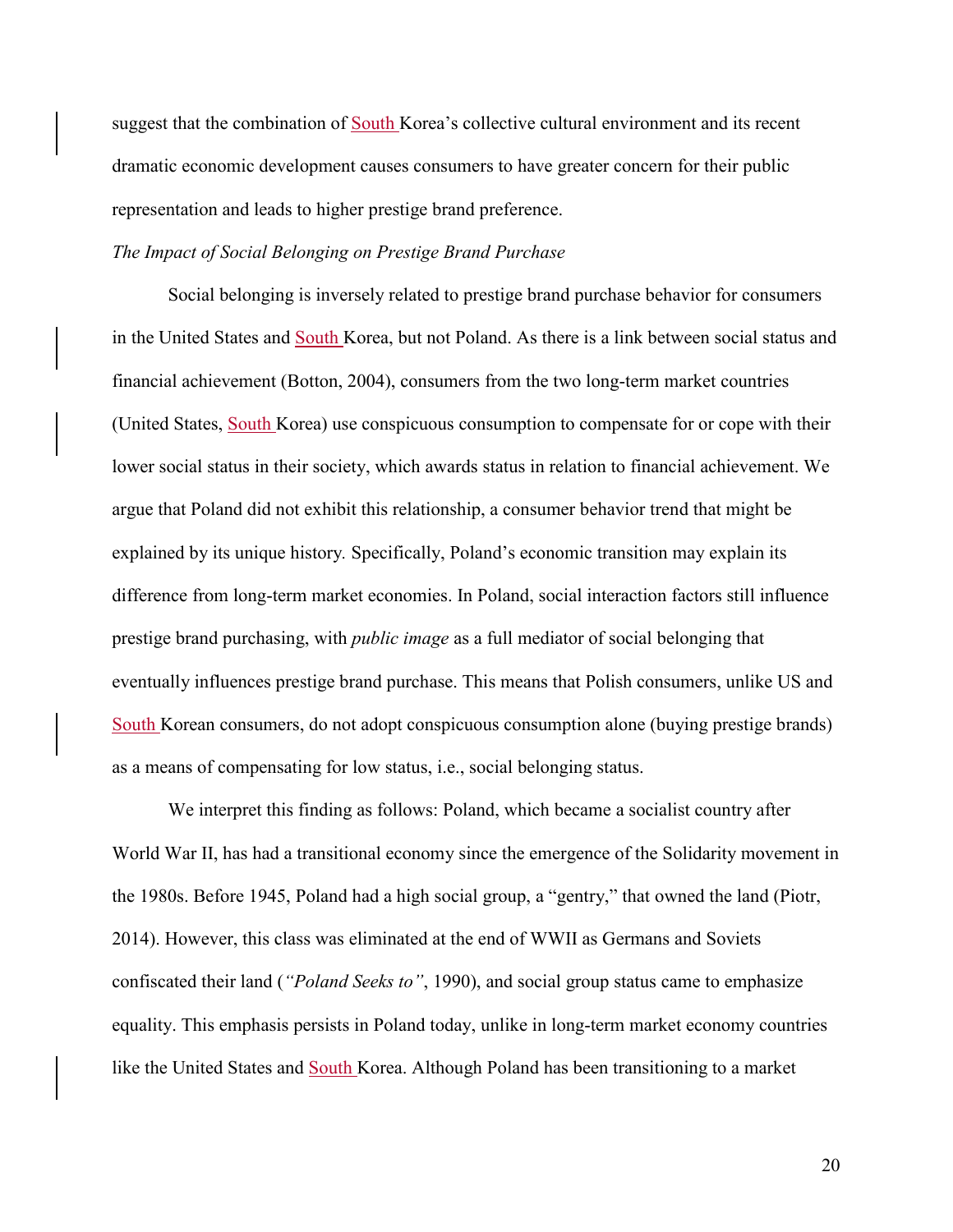suggest that the combination of South Korea's collective cultural environment and its recent dramatic economic development causes consumers to have greater concern for their public representation and leads to higher prestige brand preference.

*The Impact of Social Belonging on Prestige Brand Purchase*

Social belonging is inversely related to prestige brand purchase behavior for consumers in the United States and South Korea, but not Poland. As there is a link between social status and financial achievement (Botton, 2004), consumers from the two long-term market countries (United States, South Korea) use conspicuous consumption to compensate for or cope with their lower social status in their society, which awards status in relation to financial achievement. We argue that Poland did not exhibit this relationship, a consumer behavior trend that might be explained by its unique history. Specifically, Poland's economic transition may explain its difference from long-term market economies. In Poland, social interaction factors still influence prestige brand purchasing, with *public image* as a full mediator of social belonging that eventually influences prestige brand purchase. This means that Polish consumers, unlike US and South Korean consumers, do not adopt conspicuous consumption alone (buying prestige brands) as a means of compensating for low status, i.e., social belonging status.

We interpret this finding as follows: Poland, which became a socialist country after World War II, has had a transitional economy since the emergence of the Solidarity movement in the 1980s. Before 1945, Poland had a high social group, a "gentry," that owned the land (Piotr, 2014). However, this class was eliminated at the end of WWII as Germans and Soviets confiscated their land (*"Poland Seeks to"*, 1990), and social group status came to emphasize equality. This emphasis persists in Poland today, unlike in long-term market economy countries like the United States and South Korea. Although Poland has been transitioning to a market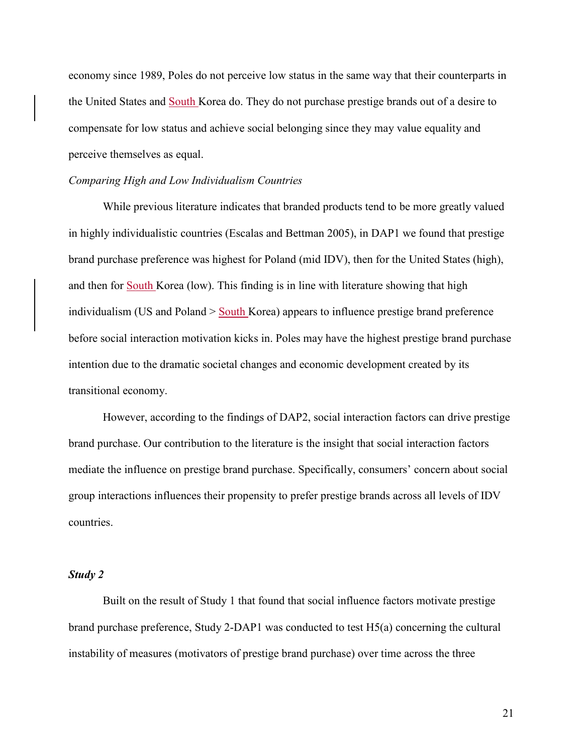economy since 1989, Poles do not perceive low status in the same way that their counterparts in the United States and South Korea do. They do not purchase prestige brands out of a desire to compensate for low status and achieve social belonging since they may value equality and perceive themselves as equal.

*Comparing High and Low Individualism Countries*

While previous literature indicates that branded products tend to be more greatly valued in highly individualistic countries (Escalas and Bettman 2005), in DAP1 we found that prestige brand purchase preference was highest for Poland (mid IDV), then for the United States (high), and then for South Korea (low). This finding is in line with literature showing that high individualism (US and Poland > South Korea) appears to influence prestige brand preference before social interaction motivation kicks in. Poles may have the highest prestige brand purchase intention due to the dramatic societal changes and economic development created by its transitional economy.

However, according to the findings of DAP2, social interaction factors can drive prestige brand purchase. Our contribution to the literature is the insight that social interaction factors mediate the influence on prestige brand purchase. Specifically, consumers' concern about social group interactions influences their propensity to prefer prestige brands across all levels of IDV countries.

***Study 2***

Built on the result of Study 1 that found that social influence factors motivate prestige brand purchase preference, Study 2-DAP1 was conducted to test H5(a) concerning the cultural instability of measures (motivators of prestige brand purchase) over time across the three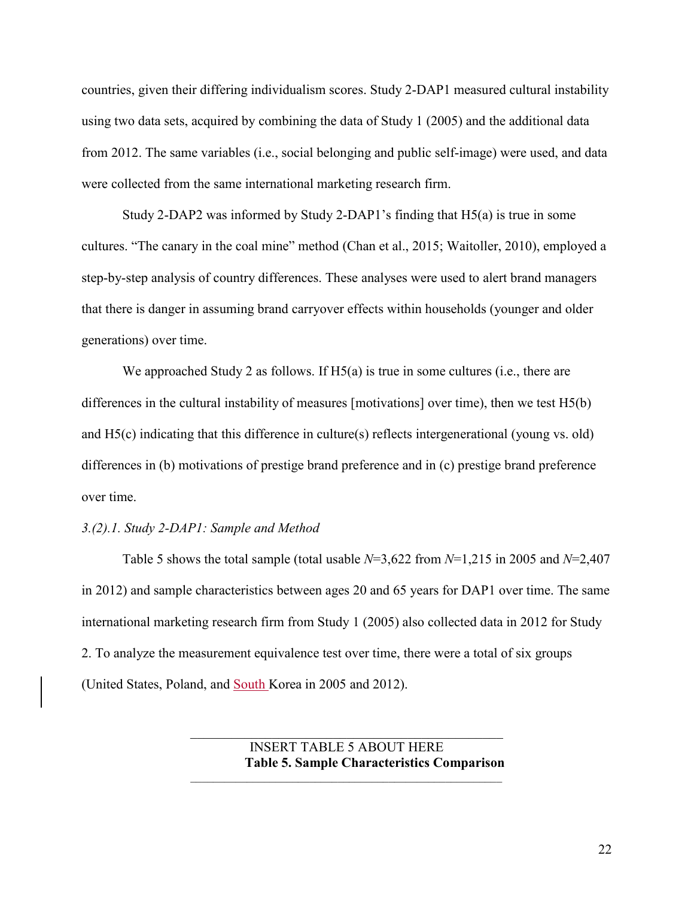countries, given their differing individualism scores. Study 2-DAP1 measured cultural instability using two data sets, acquired by combining the data of Study 1 (2005) and the additional data from 2012. The same variables (i.e., social belonging and public self-image) were used, and data were collected from the same international marketing research firm.

Study 2-DAP2 was informed by Study 2-DAP1's finding that H5(a) is true in some cultures. "The canary in the coal mine" method (Chan et al., 2015; Waitoller, 2010), employed a step-by-step analysis of country differences. These analyses were used to alert brand managers that there is danger in assuming brand carryover effects within households (younger and older generations) over time.

We approached Study 2 as follows. If H5(a) is true in some cultures (i.e., there are differences in the cultural instability of measures [motivations] over time), then we test H5(b) and H5(c) indicating that this difference in culture(s) reflects intergenerational (young vs. old) differences in (b) motivations of prestige brand preference and in (c) prestige brand preference over time.

*3.(2).1. Study 2-DAP1: Sample and Method*

Table 5 shows the total sample (total usable *N*=3,622 from *N*=1,215 in 2005 and *N*=2,407 in 2012) and sample characteristics between ages 20 and 65 years for DAP1 over time. The same international marketing research firm from Study 1 (2005) also collected data in 2012 for Study 2. To analyze the measurement equivalence test over time, there were a total of six groups (United States, Poland, and South Korea in 2005 and 2012).

INSERT TABLE 5 ABOUT HERE

**Table 5. Sample Characteristics Comparison**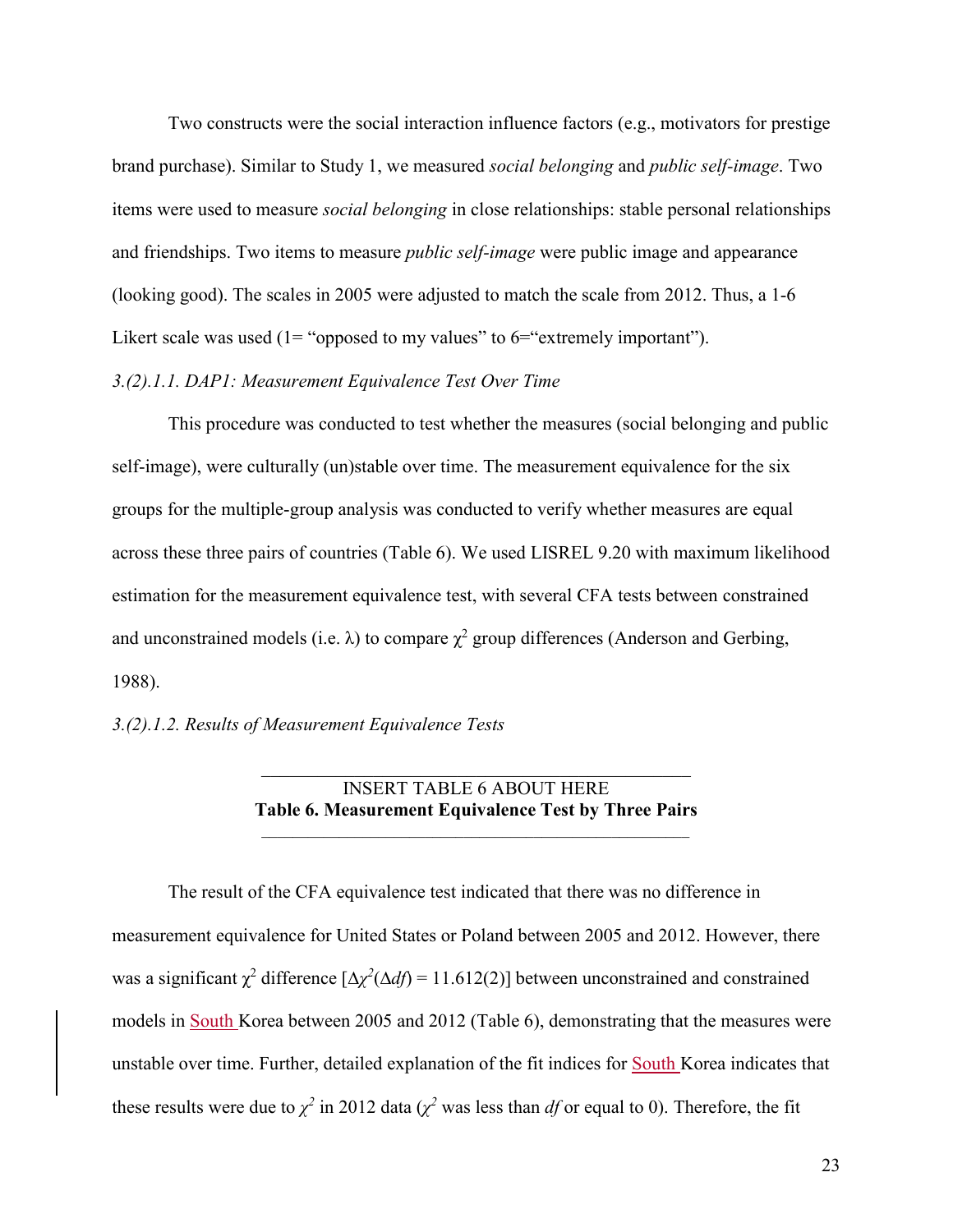Two constructs were the social interaction influence factors (e.g., motivators for prestige brand purchase). Similar to Study 1, we measured *social belonging* and *public self-image*. Two items were used to measure *social belonging* in close relationships: stable personal relationships and friendships. Two items to measure *public self-image* were public image and appearance (looking good). The scales in 2005 were adjusted to match the scale from 2012. Thus, a 1-6 Likert scale was used (1= "opposed to my values" to 6="extremely important").

*3.(2).1.1. DAP1: Measurement Equivalence Test Over Time*

This procedure was conducted to test whether the measures (social belonging and public self-image), were culturally (un)stable over time. The measurement equivalence for the six groups for the multiple-group analysis was conducted to verify whether measures are equal across these three pairs of countries (Table 6). We used LISREL 9.20 with maximum likelihood estimation for the measurement equivalence test, with several CFA tests between constrained and unconstrained models (i.e. λ) to compare $\chi^2$ group differences (Anderson and Gerbing, 1988).

*3.(2).1.2. Results of Measurement Equivalence Tests*

INSERT TABLE 6 ABOUT HERE

**Table 6. Measurement Equivalence Test by Three Pairs**

The result of the CFA equivalence test indicated that there was no difference in measurement equivalence for United States or Poland between 2005 and 2012. However, there was a significant $\chi^2$ difference [$\Delta\chi^2(\Delta df) = 11.612(2)$] between unconstrained and constrained models in South Korea between 2005 and 2012 (Table 6), demonstrating that the measures were unstable over time. Further, detailed explanation of the fit indices for South Korea indicates that these results were due to $\chi^2$ in 2012 data ($\chi^2$ was less than $df$ or equal to 0). Therefore, the fit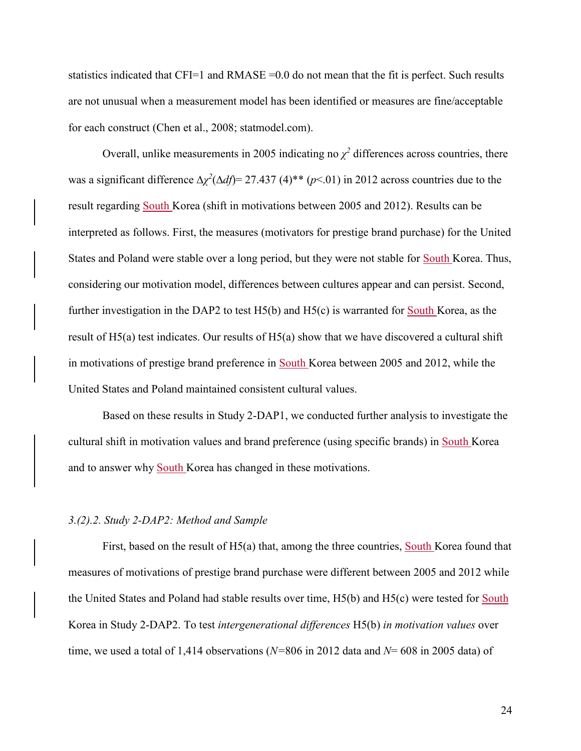statistics indicated that CFI=1 and RMASE =0.0 do not mean that the fit is perfect. Such results are not unusual when a measurement model has been identified or measures are fine/acceptable for each construct (Chen et al., 2008; statmodel.com).

Overall, unlike measurements in 2005 indicating no $\chi^2$ differences across countries, there was a significant difference $\Delta\chi^2(\Delta df)$= 27.437 (4)** ($p$<.01) in 2012 across countries due to the result regarding South Korea (shift in motivations between 2005 and 2012). Results can be interpreted as follows. First, the measures (motivators for prestige brand purchase) for the United States and Poland were stable over a long period, but they were not stable for South Korea. Thus, considering our motivation model, differences between cultures appear and can persist. Second, further investigation in the DAP2 to test H5(b) and H5(c) is warranted for South Korea, as the result of H5(a) test indicates. Our results of H5(a) show that we have discovered a cultural shift in motivations of prestige brand preference in South Korea between 2005 and 2012, while the United States and Poland maintained consistent cultural values.

Based on these results in Study 2-DAP1, we conducted further analysis to investigate the cultural shift in motivation values and brand preference (using specific brands) in South Korea and to answer why South Korea has changed in these motivations.

### *3.(2).2. Study 2-DAP2: Method and Sample*

First, based on the result of H5(a) that, among the three countries, South Korea found that measures of motivations of prestige brand purchase were different between 2005 and 2012 while the United States and Poland had stable results over time, H5(b) and H5(c) were tested for South Korea in Study 2-DAP2. To test *intergenerational differences* H5(b) *in motivation values* over time, we used a total of 1,414 observations ($N$=806 in 2012 data and $N$= 608 in 2005 data) of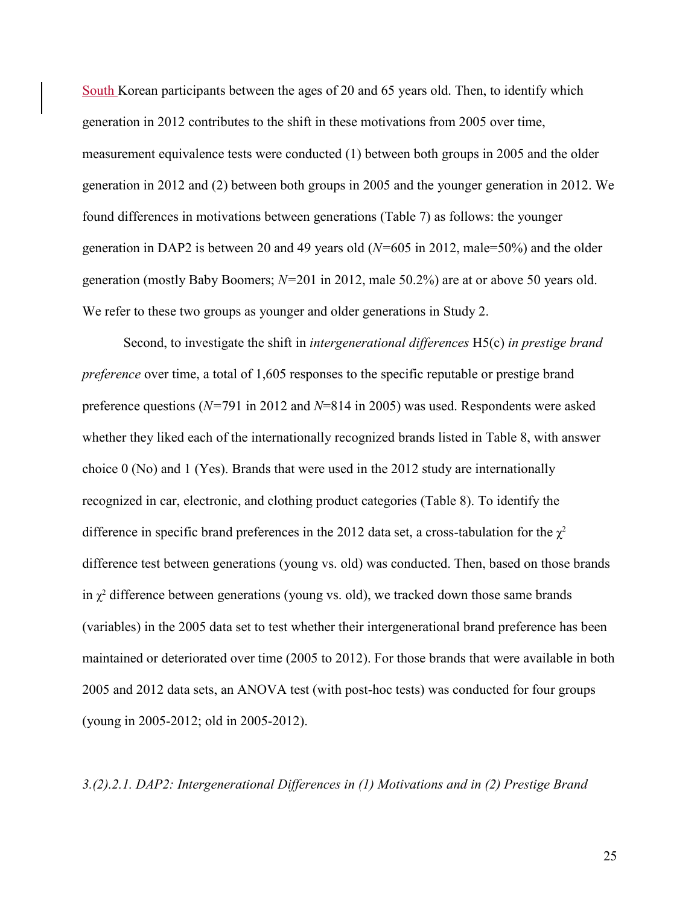South Korean participants between the ages of 20 and 65 years old. Then, to identify which generation in 2012 contributes to the shift in these motivations from 2005 over time, measurement equivalence tests were conducted (1) between both groups in 2005 and the older generation in 2012 and (2) between both groups in 2005 and the younger generation in 2012. We found differences in motivations between generations (Table 7) as follows: the younger generation in DAP2 is between 20 and 49 years old ($N$=605 in 2012, male=50%) and the older generation (mostly Baby Boomers; $N$=201 in 2012, male 50.2%) are at or above 50 years old. We refer to these two groups as younger and older generations in Study 2.

Second, to investigate the shift in *intergenerational differences* H5(c) *in prestige brand preference* over time, a total of 1,605 responses to the specific reputable or prestige brand preference questions ($N$=791 in 2012 and $N$=814 in 2005) was used. Respondents were asked whether they liked each of the internationally recognized brands listed in Table 8, with answer choice 0 (No) and 1 (Yes). Brands that were used in the 2012 study are internationally recognized in car, electronic, and clothing product categories (Table 8). To identify the difference in specific brand preferences in the 2012 data set, a cross-tabulation for the $\chi^2$ difference test between generations (young vs. old) was conducted. Then, based on those brands in $\chi^2$ difference between generations (young vs. old), we tracked down those same brands (variables) in the 2005 data set to test whether their intergenerational brand preference has been maintained or deteriorated over time (2005 to 2012). For those brands that were available in both 2005 and 2012 data sets, an ANOVA test (with post-hoc tests) was conducted for four groups (young in 2005-2012; old in 2005-2012).

*3.(2).2.1. DAP2: Intergenerational Differences in (1) Motivations and in (2) Prestige Brand*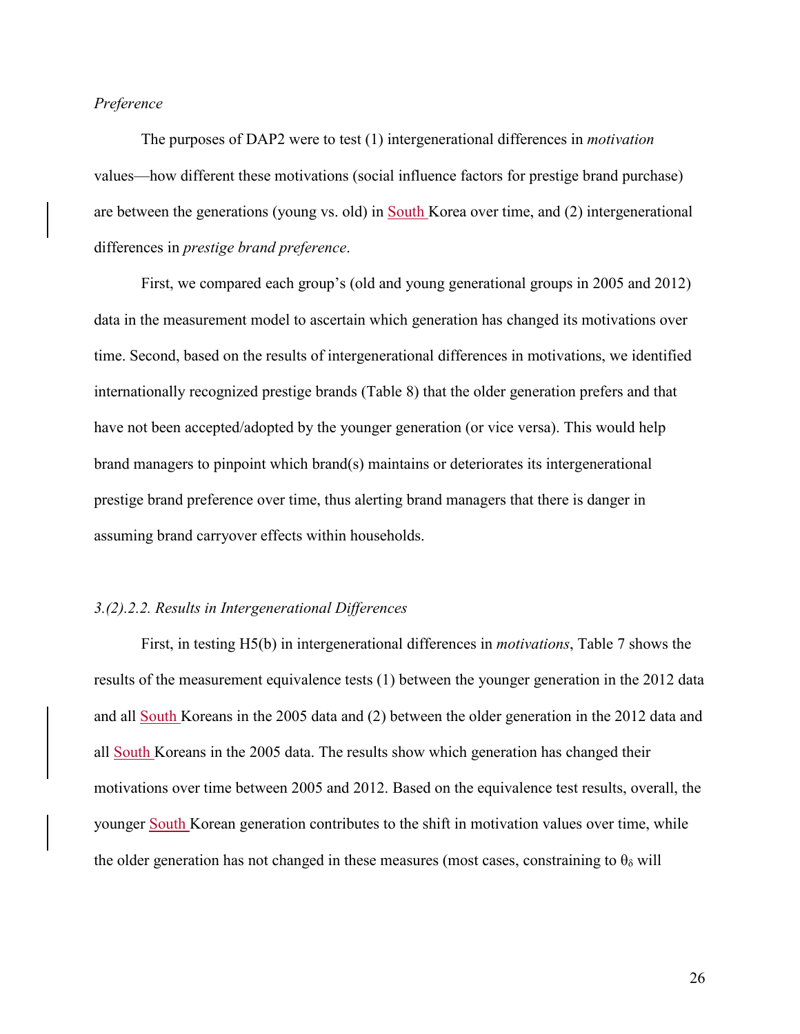*Preference*

The purposes of DAP2 were to test (1) intergenerational differences in *motivation* values—how different these motivations (social influence factors for prestige brand purchase) are between the generations (young vs. old) in South Korea over time, and (2) intergenerational differences in *prestige brand preference*.

First, we compared each group's (old and young generational groups in 2005 and 2012) data in the measurement model to ascertain which generation has changed its motivations over time. Second, based on the results of intergenerational differences in motivations, we identified internationally recognized prestige brands (Table 8) that the older generation prefers and that have not been accepted/adopted by the younger generation (or vice versa). This would help brand managers to pinpoint which brand(s) maintains or deteriorates its intergenerational prestige brand preference over time, thus alerting brand managers that there is danger in assuming brand carryover effects within households.

*3.(2).2.2. Results in Intergenerational Differences*

First, in testing H5(b) in intergenerational differences in *motivations*, Table 7 shows the results of the measurement equivalence tests (1) between the younger generation in the 2012 data and all South Koreans in the 2005 data and (2) between the older generation in the 2012 data and all South Koreans in the 2005 data. The results show which generation has changed their motivations over time between 2005 and 2012. Based on the equivalence test results, overall, the younger South Korean generation contributes to the shift in motivation values over time, while the older generation has not changed in these measures (most cases, constraining to $\theta_\delta$ will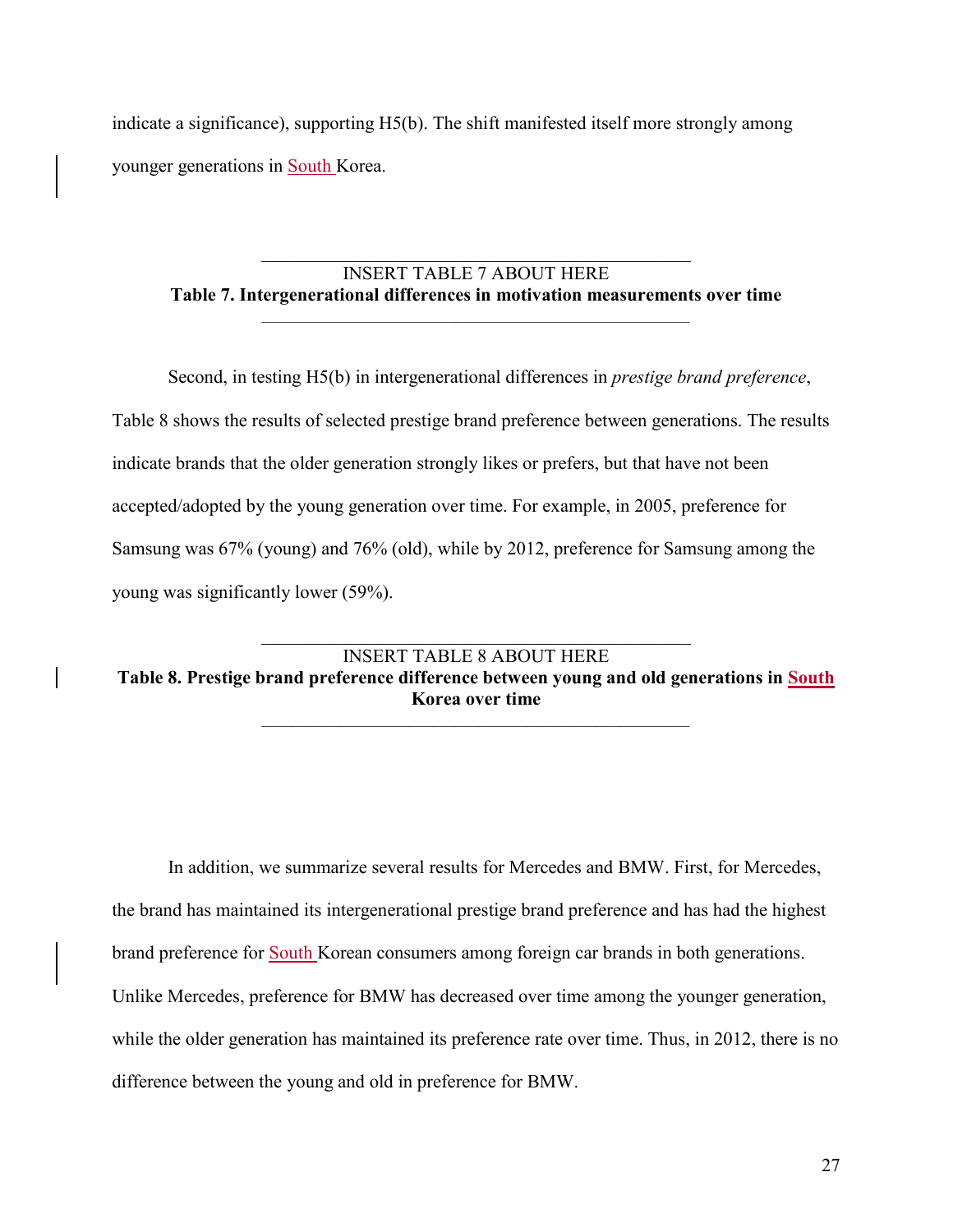indicate a significance), supporting H5(b). The shift manifested itself more strongly among younger generations in South Korea.

---

INSERT TABLE 7 ABOUT HERE

**Table 7. Intergenerational differences in motivation measurements over time**

---

Second, in testing H5(b) in intergenerational differences in *prestige brand preference*, Table 8 shows the results of selected prestige brand preference between generations. The results indicate brands that the older generation strongly likes or prefers, but that have not been accepted/adopted by the young generation over time. For example, in 2005, preference for Samsung was 67% (young) and 76% (old), while by 2012, preference for Samsung among the young was significantly lower (59%).

---

INSERT TABLE 8 ABOUT HERE

**Table 8. Prestige brand preference difference between young and old generations in South Korea over time**

---

In addition, we summarize several results for Mercedes and BMW. First, for Mercedes, the brand has maintained its intergenerational prestige brand preference and has had the highest brand preference for South Korean consumers among foreign car brands in both generations. Unlike Mercedes, preference for BMW has decreased over time among the younger generation, while the older generation has maintained its preference rate over time. Thus, in 2012, there is no difference between the young and old in preference for BMW.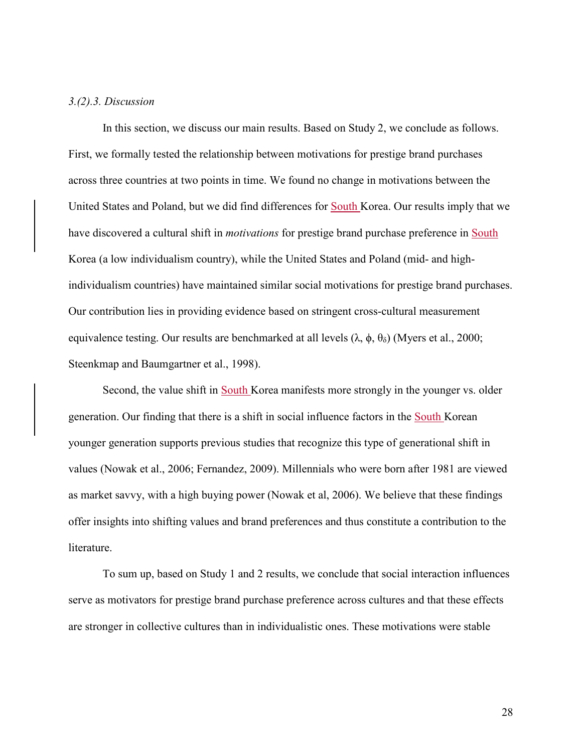*3.(2).3. Discussion*

In this section, we discuss our main results. Based on Study 2, we conclude as follows. First, we formally tested the relationship between motivations for prestige brand purchases across three countries at two points in time. We found no change in motivations between the United States and Poland, but we did find differences for South Korea. Our results imply that we have discovered a cultural shift in *motivations* for prestige brand purchase preference in South Korea (a low individualism country), while the United States and Poland (mid- and high-individualism countries) have maintained similar social motivations for prestige brand purchases. Our contribution lies in providing evidence based on stringent cross-cultural measurement equivalence testing. Our results are benchmarked at all levels ($\lambda$, $\phi$, $\theta_{\delta}$) (Myers et al., 2000; Steenkmap and Baumgartner et al., 1998).

Second, the value shift in South Korea manifests more strongly in the younger vs. older generation. Our finding that there is a shift in social influence factors in the South Korean younger generation supports previous studies that recognize this type of generational shift in values (Nowak et al., 2006; Fernandez, 2009). Millennials who were born after 1981 are viewed as market savvy, with a high buying power (Nowak et al, 2006). We believe that these findings offer insights into shifting values and brand preferences and thus constitute a contribution to the literature.

To sum up, based on Study 1 and 2 results, we conclude that social interaction influences serve as motivators for prestige brand purchase preference across cultures and that these effects are stronger in collective cultures than in individualistic ones. These motivations were stable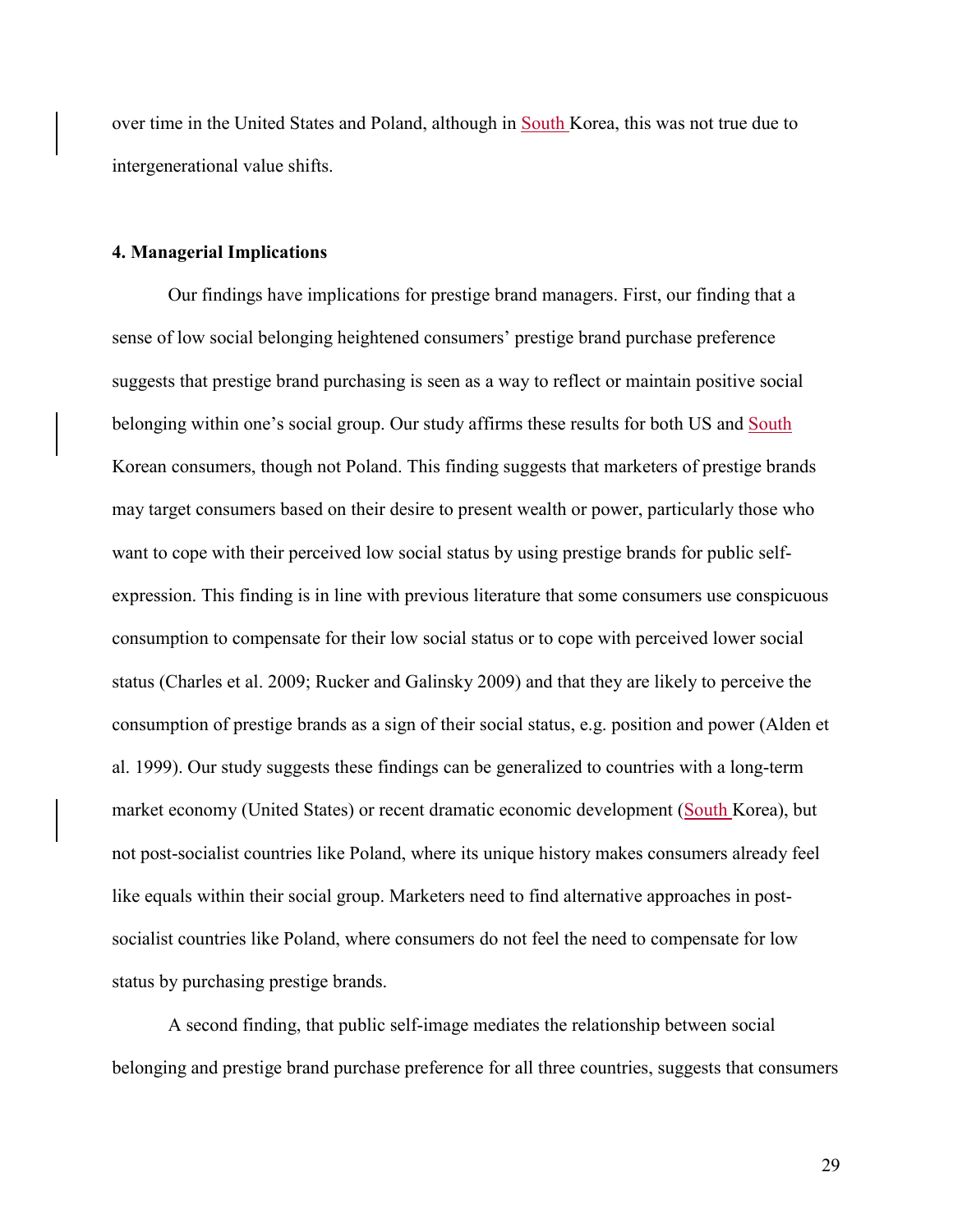over time in the United States and Poland, although in South Korea, this was not true due to intergenerational value shifts.

### 4. Managerial Implications

Our findings have implications for prestige brand managers. First, our finding that a sense of low social belonging heightened consumers' prestige brand purchase preference suggests that prestige brand purchasing is seen as a way to reflect or maintain positive social belonging within one's social group. Our study affirms these results for both US and South Korean consumers, though not Poland. This finding suggests that marketers of prestige brands may target consumers based on their desire to present wealth or power, particularly those who want to cope with their perceived low social status by using prestige brands for public self-expression. This finding is in line with previous literature that some consumers use conspicuous consumption to compensate for their low social status or to cope with perceived lower social status (Charles et al. 2009; Rucker and Galinsky 2009) and that they are likely to perceive the consumption of prestige brands as a sign of their social status, e.g. position and power (Alden et al. 1999). Our study suggests these findings can be generalized to countries with a long-term market economy (United States) or recent dramatic economic development (South Korea), but not post-socialist countries like Poland, where its unique history makes consumers already feel like equals within their social group. Marketers need to find alternative approaches in post-socialist countries like Poland, where consumers do not feel the need to compensate for low status by purchasing prestige brands.

A second finding, that public self-image mediates the relationship between social belonging and prestige brand purchase preference for all three countries, suggests that consumers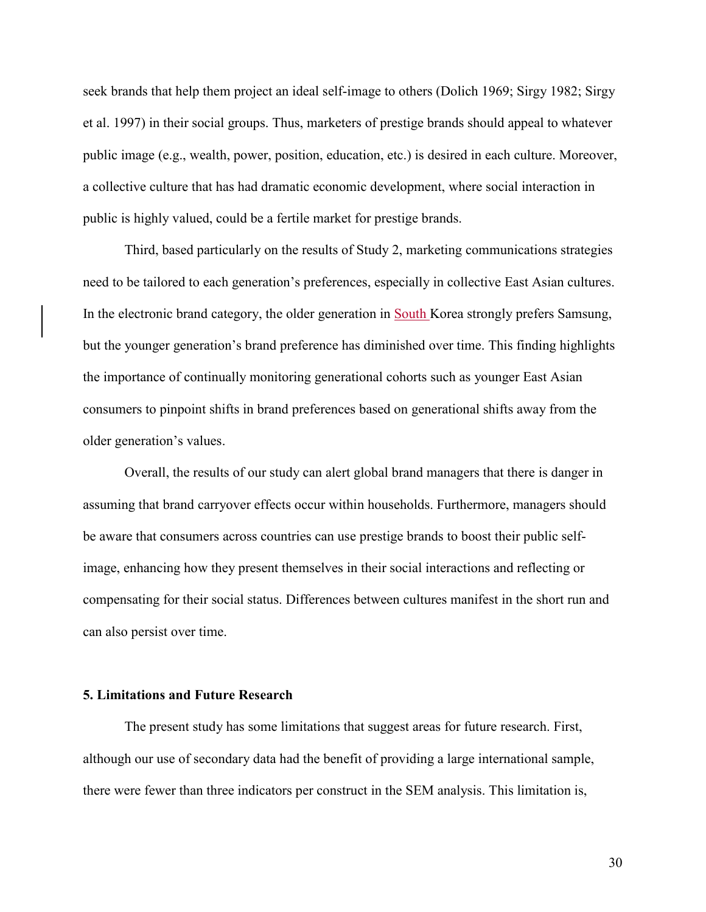seek brands that help them project an ideal self-image to others (Dolich 1969; Sirgy 1982; Sirgy et al. 1997) in their social groups. Thus, marketers of prestige brands should appeal to whatever public image (e.g., wealth, power, position, education, etc.) is desired in each culture. Moreover, a collective culture that has had dramatic economic development, where social interaction in public is highly valued, could be a fertile market for prestige brands.

Third, based particularly on the results of Study 2, marketing communications strategies need to be tailored to each generation's preferences, especially in collective East Asian cultures. In the electronic brand category, the older generation in South Korea strongly prefers Samsung, but the younger generation's brand preference has diminished over time. This finding highlights the importance of continually monitoring generational cohorts such as younger East Asian consumers to pinpoint shifts in brand preferences based on generational shifts away from the older generation's values.

Overall, the results of our study can alert global brand managers that there is danger in assuming that brand carryover effects occur within households. Furthermore, managers should be aware that consumers across countries can use prestige brands to boost their public self-image, enhancing how they present themselves in their social interactions and reflecting or compensating for their social status. Differences between cultures manifest in the short run and can also persist over time.

## 5. Limitations and Future Research

The present study has some limitations that suggest areas for future research. First, although our use of secondary data had the benefit of providing a large international sample, there were fewer than three indicators per construct in the SEM analysis. This limitation is,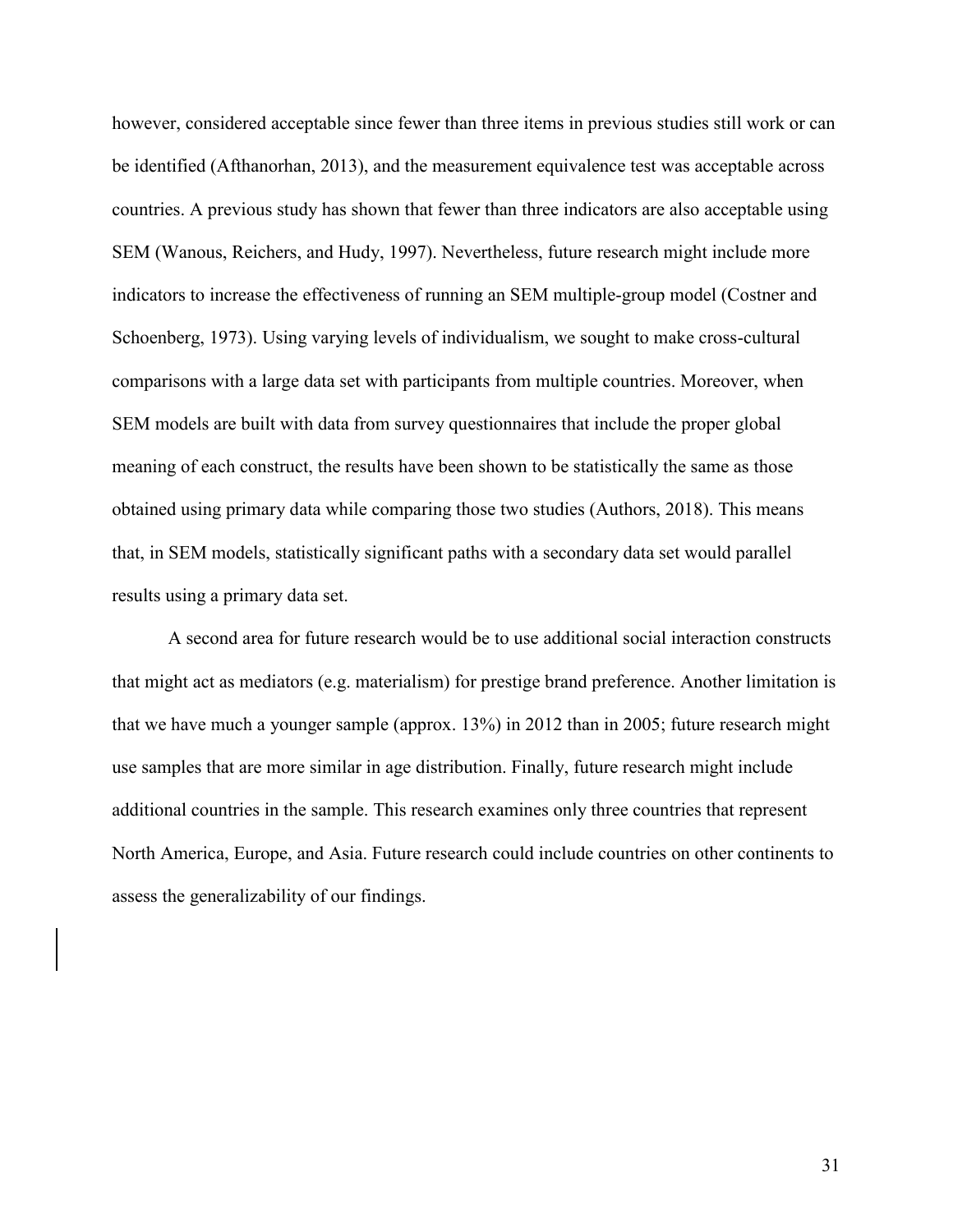however, considered acceptable since fewer than three items in previous studies still work or can be identified (Afthanorhan, 2013), and the measurement equivalence test was acceptable across countries. A previous study has shown that fewer than three indicators are also acceptable using SEM (Wanous, Reichers, and Hudy, 1997). Nevertheless, future research might include more indicators to increase the effectiveness of running an SEM multiple-group model (Costner and Schoenberg, 1973). Using varying levels of individualism, we sought to make cross-cultural comparisons with a large data set with participants from multiple countries. Moreover, when SEM models are built with data from survey questionnaires that include the proper global meaning of each construct, the results have been shown to be statistically the same as those obtained using primary data while comparing those two studies (Authors, 2018). This means that, in SEM models, statistically significant paths with a secondary data set would parallel results using a primary data set.

A second area for future research would be to use additional social interaction constructs that might act as mediators (e.g. materialism) for prestige brand preference. Another limitation is that we have much a younger sample (approx. 13%) in 2012 than in 2005; future research might use samples that are more similar in age distribution. Finally, future research might include additional countries in the sample. This research examines only three countries that represent North America, Europe, and Asia. Future research could include countries on other continents to assess the generalizability of our findings.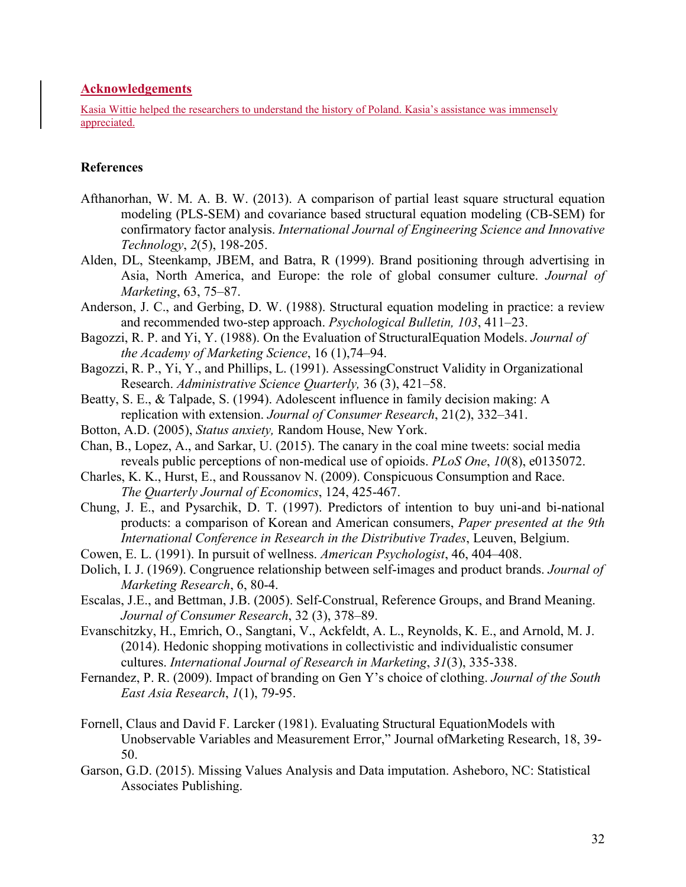## Acknowledgements

Kasia Wittie helped the researchers to understand the history of Poland. Kasia's assistance was immensely appreciated.

## References

Afthanorhan, W. M. A. B. W. (2013). A comparison of partial least square structural equation modeling (PLS-SEM) and covariance based structural equation modeling (CB-SEM) for confirmatory factor analysis. *International Journal of Engineering Science and Innovative Technology*, *2*(5), 198-205.

Alden, DL, Steenkamp, JBEM, and Batra, R (1999). Brand positioning through advertising in Asia, North America, and Europe: the role of global consumer culture. *Journal of Marketing*, 63, 75–87.

Anderson, J. C., and Gerbing, D. W. (1988). Structural equation modeling in practice: a review and recommended two-step approach. *Psychological Bulletin, 103*, 411–23.

Bagozzi, R. P. and Yi, Y. (1988). On the Evaluation of StructuralEquation Models. *Journal of the Academy of Marketing Science*, 16 (1),74–94.

Bagozzi, R. P., Yi, Y., and Phillips, L. (1991). AssessingConstruct Validity in Organizational Research. *Administrative Science Quarterly,* 36 (3), 421–58.

Beatty, S. E., & Talpade, S. (1994). Adolescent influence in family decision making: A replication with extension. *Journal of Consumer Research*, 21(2), 332–341.

Botton, A.D. (2005), *Status anxiety,* Random House, New York.

Chan, B., Lopez, A., and Sarkar, U. (2015). The canary in the coal mine tweets: social media reveals public perceptions of non-medical use of opioids. *PLoS One*, *10*(8), e0135072.

Charles, K. K., Hurst, E., and Roussanov N. (2009). Conspicuous Consumption and Race. *The Quarterly Journal of Economics*, 124, 425-467.

Chung, J. E., and Pysarchik, D. T. (1997). Predictors of intention to buy uni-and bi-national products: a comparison of Korean and American consumers, *Paper presented at the 9th International Conference in Research in the Distributive Trades*, Leuven, Belgium.

Cowen, E. L. (1991). In pursuit of wellness. *American Psychologist*, 46, 404–408.

Dolich, I. J. (1969). Congruence relationship between self-images and product brands. *Journal of Marketing Research*, 6, 80-4.

Escalas, J.E., and Bettman, J.B. (2005). Self-Construal, Reference Groups, and Brand Meaning. *Journal of Consumer Research*, 32 (3), 378–89.

Evanschitzky, H., Emrich, O., Sangtani, V., Ackfeldt, A. L., Reynolds, K. E., and Arnold, M. J. (2014). Hedonic shopping motivations in collectivistic and individualistic consumer cultures. *International Journal of Research in Marketing*, *31*(3), 335-338.

Fernandez, P. R. (2009). Impact of branding on Gen Y's choice of clothing. *Journal of the South East Asia Research*, *1*(1), 79-95.

Fornell, Claus and David F. Larcker (1981). Evaluating Structural EquationModels with Unobservable Variables and Measurement Error," Journal ofMarketing Research, 18, 39-50.

Garson, G.D. (2015). Missing Values Analysis and Data imputation. Asheboro, NC: Statistical Associates Publishing.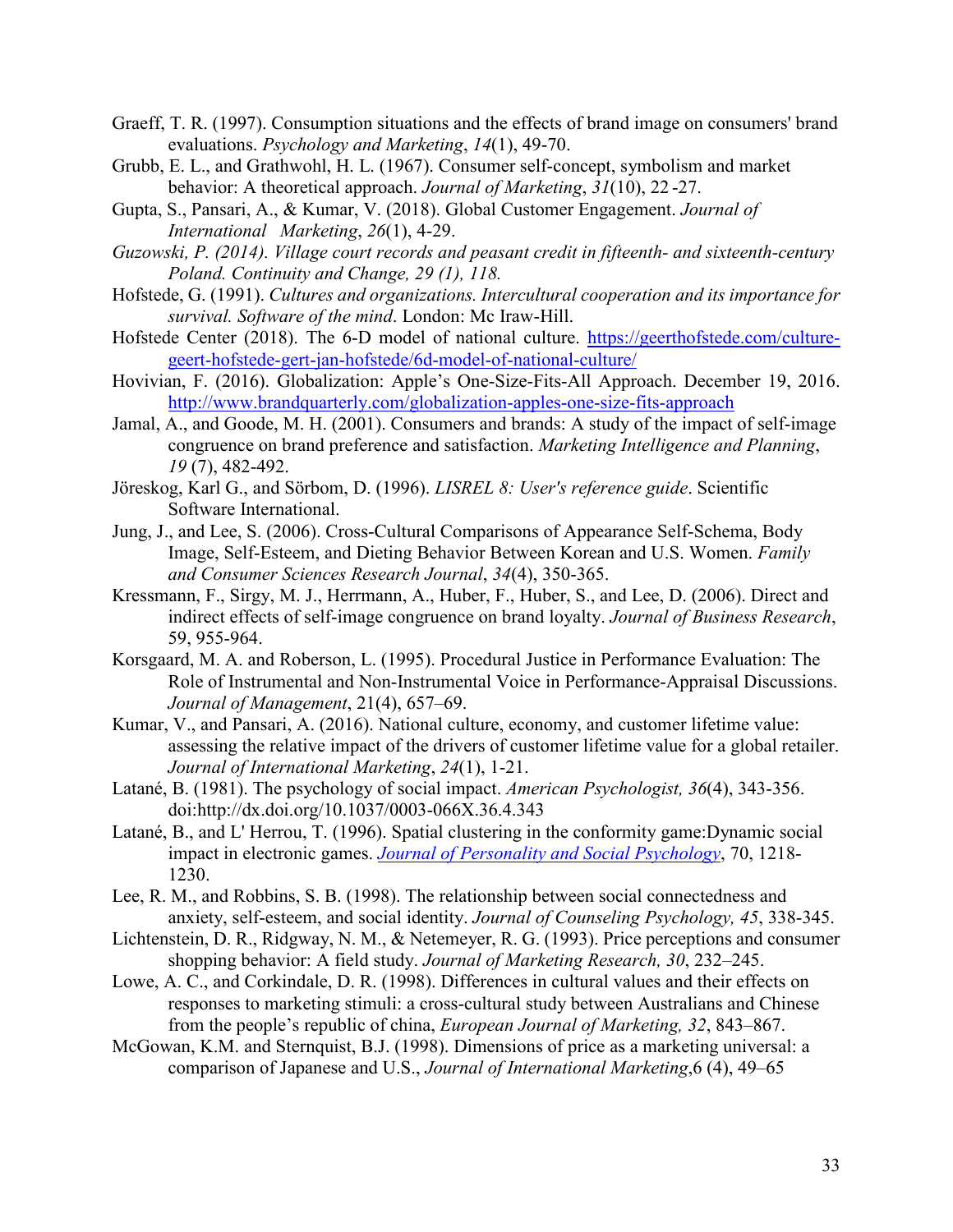Graeff, T. R. (1997). Consumption situations and the effects of brand image on consumers' brand evaluations. *Psychology and Marketing*, *14*(1), 49-70.

Grubb, E. L., and Grathwohl, H. L. (1967). Consumer self-concept, symbolism and market behavior: A theoretical approach. *Journal of Marketing*, *31*(10), 22 -27.

Gupta, S., Pansari, A., & Kumar, V. (2018). Global Customer Engagement. *Journal of International Marketing*, *26*(1), 4-29.

*Guzowski, P. (2014). Village court records and peasant credit in fifteenth- and sixteenth-century Poland. Continuity and Change, 29 (1), 118.*

Hofstede, G. (1991). *Cultures and organizations. Intercultural cooperation and its importance for survival. Software of the mind*. London: Mc Iraw-Hill.

Hofstede Center (2018). The 6-D model of national culture. https://geerthofstede.com/culture-geert-hofstede-gert-jan-hofstede/6d-model-of-national-culture/

Hovivian, F. (2016). Globalization: Apple's One-Size-Fits-All Approach. December 19, 2016. http://www.brandquarterly.com/globalization-apples-one-size-fits-approach

Jamal, A., and Goode, M. H. (2001). Consumers and brands: A study of the impact of self-image congruence on brand preference and satisfaction. *Marketing Intelligence and Planning*, *19* (7), 482-492.

Jöreskog, Karl G., and Sörbom, D. (1996). *LISREL 8: User's reference guide*. Scientific Software International.

Jung, J., and Lee, S. (2006). Cross-Cultural Comparisons of Appearance Self-Schema, Body Image, Self-Esteem, and Dieting Behavior Between Korean and U.S. Women. *Family and Consumer Sciences Research Journal*, *34*(4), 350-365.

Kressmann, F., Sirgy, M. J., Herrmann, A., Huber, F., Huber, S., and Lee, D. (2006). Direct and indirect effects of self-image congruence on brand loyalty. *Journal of Business Research*, 59, 955-964.

Korsgaard, M. A. and Roberson, L. (1995). Procedural Justice in Performance Evaluation: The Role of Instrumental and Non-Instrumental Voice in Performance-Appraisal Discussions. *Journal of Management*, 21(4), 657–69.

Kumar, V., and Pansari, A. (2016). National culture, economy, and customer lifetime value: assessing the relative impact of the drivers of customer lifetime value for a global retailer. *Journal of International Marketing*, *24*(1), 1-21.

Latané, B. (1981). The psychology of social impact. *American Psychologist, 36*(4), 343-356. doi:http://dx.doi.org/10.1037/0003-066X.36.4.343

Latané, B., and L' Herrou, T. (1996). Spatial clustering in the conformity game:Dynamic social impact in electronic games. *Journal of Personality and Social Psychology*, 70, 1218-1230.

Lee, R. M., and Robbins, S. B. (1998). The relationship between social connectedness and anxiety, self-esteem, and social identity. *Journal of Counseling Psychology, 45*, 338-345.

Lichtenstein, D. R., Ridgway, N. M., & Netemeyer, R. G. (1993). Price perceptions and consumer shopping behavior: A field study. *Journal of Marketing Research, 30*, 232–245.

Lowe, A. C., and Corkindale, D. R. (1998). Differences in cultural values and their effects on responses to marketing stimuli: a cross-cultural study between Australians and Chinese from the people's republic of china, *European Journal of Marketing, 32*, 843–867.

McGowan, K.M. and Sternquist, B.J. (1998). Dimensions of price as a marketing universal: a comparison of Japanese and U.S., *Journal of International Marketing*,6 (4), 49–65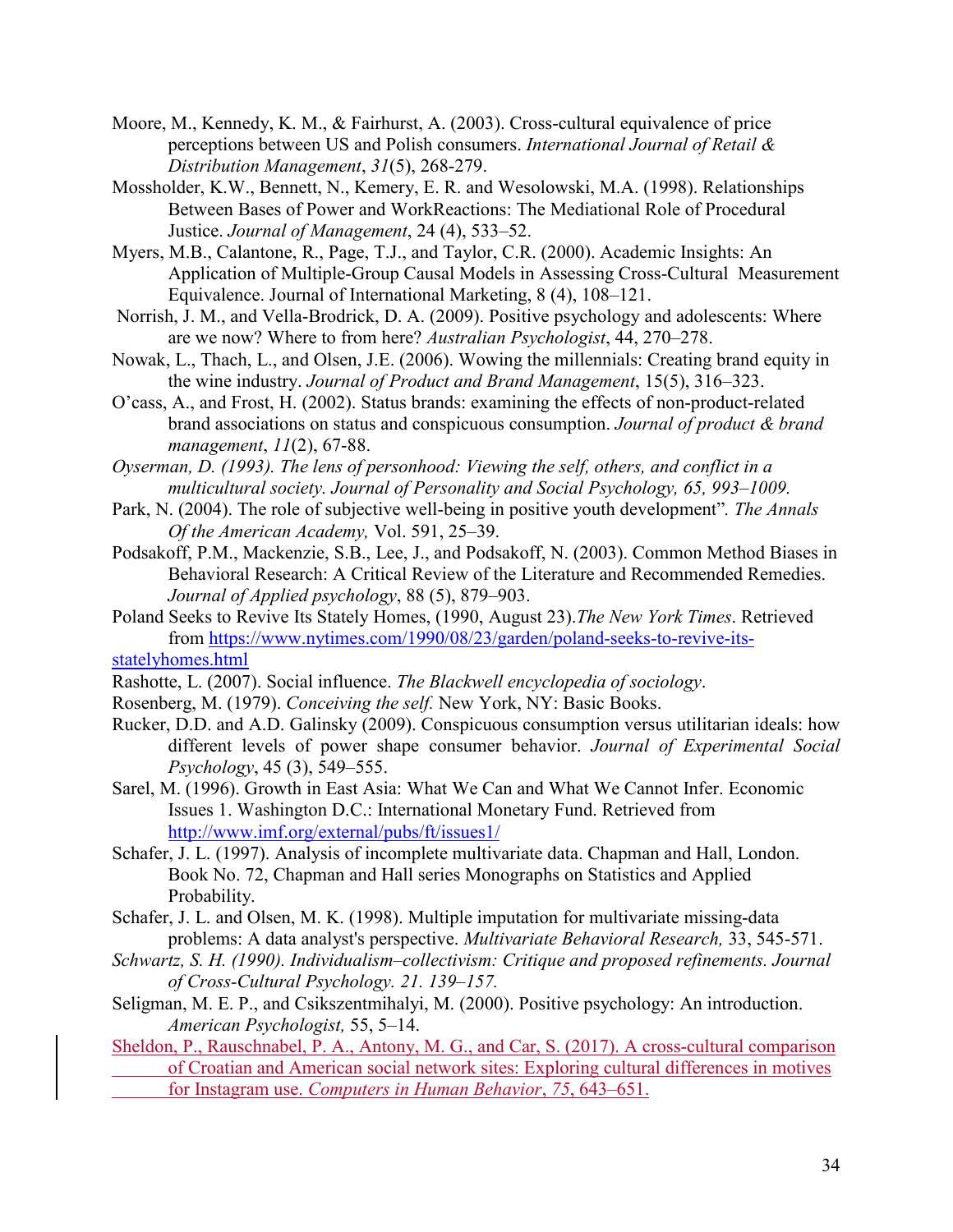Moore, M., Kennedy, K. M., & Fairhurst, A. (2003). Cross-cultural equivalence of price perceptions between US and Polish consumers. *International Journal of Retail & Distribution Management*, *31*(5), 268-279.

Mossholder, K.W., Bennett, N., Kemery, E. R. and Wesolowski, M.A. (1998). Relationships Between Bases of Power and WorkReactions: The Mediational Role of Procedural Justice. *Journal of Management*, 24 (4), 533–52.

Myers, M.B., Calantone, R., Page, T.J., and Taylor, C.R. (2000). Academic Insights: An Application of Multiple-Group Causal Models in Assessing Cross-Cultural Measurement Equivalence. Journal of International Marketing, 8 (4), 108–121.

Norrish, J. M., and Vella-Brodrick, D. A. (2009). Positive psychology and adolescents: Where are we now? Where to from here? *Australian Psychologist*, 44, 270–278.

Nowak, L., Thach, L., and Olsen, J.E. (2006). Wowing the millennials: Creating brand equity in the wine industry. *Journal of Product and Brand Management*, 15(5), 316–323.

O'cass, A., and Frost, H. (2002). Status brands: examining the effects of non-product-related brand associations on status and conspicuous consumption. *Journal of product & brand management*, *11*(2), 67-88.

*Oyserman, D. (1993). The lens of personhood: Viewing the self, others, and conflict in a multicultural society. Journal of Personality and Social Psychology, 65, 993–1009.*

Park, N. (2004). The role of subjective well-being in positive youth development". *The Annals Of the American Academy,* Vol. 591, 25–39.

Podsakoff, P.M., Mackenzie, S.B., Lee, J., and Podsakoff, N. (2003). Common Method Biases in Behavioral Research: A Critical Review of the Literature and Recommended Remedies. *Journal of Applied psychology*, 88 (5), 879–903.

Poland Seeks to Revive Its Stately Homes, (1990, August 23).*The New York Times*. Retrieved from https://www.nytimes.com/1990/08/23/garden/poland-seeks-to-revive-its-statelyhomes.html

Rashotte, L. (2007). Social influence. *The Blackwell encyclopedia of sociology*.

Rosenberg, M. (1979). *Conceiving the self.* New York, NY: Basic Books.

Rucker, D.D. and A.D. Galinsky (2009). Conspicuous consumption versus utilitarian ideals: how different levels of power shape consumer behavior. *Journal of Experimental Social Psychology*, 45 (3), 549–555.

Sarel, M. (1996). Growth in East Asia: What We Can and What We Cannot Infer. Economic Issues 1. Washington D.C.: International Monetary Fund. Retrieved from http://www.imf.org/external/pubs/ft/issues1/

Schafer, J. L. (1997). Analysis of incomplete multivariate data. Chapman and Hall, London. Book No. 72, Chapman and Hall series Monographs on Statistics and Applied Probability.

Schafer, J. L. and Olsen, M. K. (1998). Multiple imputation for multivariate missing-data problems: A data analyst's perspective. *Multivariate Behavioral Research,* 33, 545-571.

*Schwartz, S. H. (1990). Individualism–collectivism: Critique and proposed refinements. Journal of Cross-Cultural Psychology. 21. 139–157.*

Seligman, M. E. P., and Csikszentmihalyi, M. (2000). Positive psychology: An introduction. *American Psychologist,* 55, 5–14.

Sheldon, P., Rauschnabel, P. A., Antony, M. G., and Car, S. (2017). A cross-cultural comparison of Croatian and American social network sites: Exploring cultural differences in motives for Instagram use. *Computers in Human Behavior*, *75*, 643–651.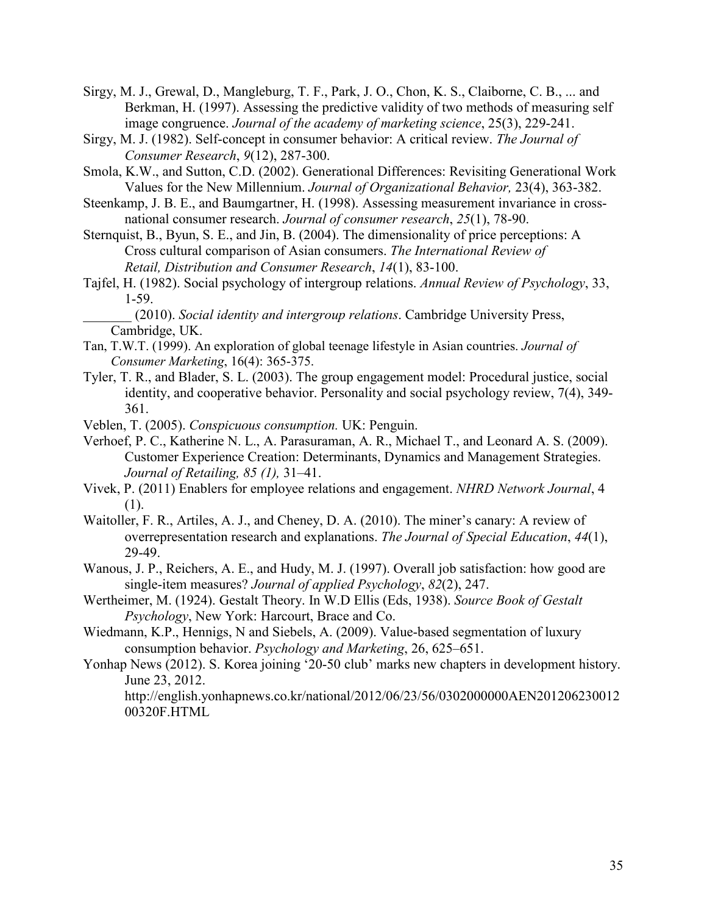Sirgy, M. J., Grewal, D., Mangleburg, T. F., Park, J. O., Chon, K. S., Claiborne, C. B., ... and Berkman, H. (1997). Assessing the predictive validity of two methods of measuring self image congruence. *Journal of the academy of marketing science*, 25(3), 229-241.

Sirgy, M. J. (1982). Self-concept in consumer behavior: A critical review. *The Journal of Consumer Research*, *9*(12), 287-300.

Smola, K.W., and Sutton, C.D. (2002). Generational Differences: Revisiting Generational Work Values for the New Millennium. *Journal of Organizational Behavior,* 23(4), 363-382.

Steenkamp, J. B. E., and Baumgartner, H. (1998). Assessing measurement invariance in cross-national consumer research. *Journal of consumer research*, *25*(1), 78-90.

Sternquist, B., Byun, S. E., and Jin, B. (2004). The dimensionality of price perceptions: A Cross cultural comparison of Asian consumers. *The International Review of Retail, Distribution and Consumer Research*, *14*(1), 83-100.

Tajfel, H. (1982). Social psychology of intergroup relations. *Annual Review of Psychology*, 33, 1-59.

_______ (2010). *Social identity and intergroup relations*. Cambridge University Press, Cambridge, UK.

Tan, T.W.T. (1999). An exploration of global teenage lifestyle in Asian countries. *Journal of Consumer Marketing*, 16(4): 365-375.

Tyler, T. R., and Blader, S. L. (2003). The group engagement model: Procedural justice, social identity, and cooperative behavior. Personality and social psychology review, 7(4), 349-361.

Veblen, T. (2005). *Conspicuous consumption.* UK: Penguin.

Verhoef, P. C., Katherine N. L., A. Parasuraman, A. R., Michael T., and Leonard A. S. (2009). Customer Experience Creation: Determinants, Dynamics and Management Strategies. *Journal of Retailing, 85 (1),* 31–41.

Vivek, P. (2011) Enablers for employee relations and engagement. *NHRD Network Journal*, 4 (1).

Waitoller, F. R., Artiles, A. J., and Cheney, D. A. (2010). The miner's canary: A review of overrepresentation research and explanations. *The Journal of Special Education*, *44*(1), 29-49.

Wanous, J. P., Reichers, A. E., and Hudy, M. J. (1997). Overall job satisfaction: how good are single-item measures? *Journal of applied Psychology*, *82*(2), 247.

Wertheimer, M. (1924). Gestalt Theory. In W.D Ellis (Eds, 1938). *Source Book of Gestalt Psychology*, New York: Harcourt, Brace and Co.

Wiedmann, K.P., Hennigs, N and Siebels, A. (2009). Value-based segmentation of luxury consumption behavior. *Psychology and Marketing*, 26, 625–651.

Yonhap News (2012). S. Korea joining '20-50 club' marks new chapters in development history. June 23, 2012. http://english.yonhapnews.co.kr/national/2012/06/23/56/0302000000AEN20120623001200320F.HTML